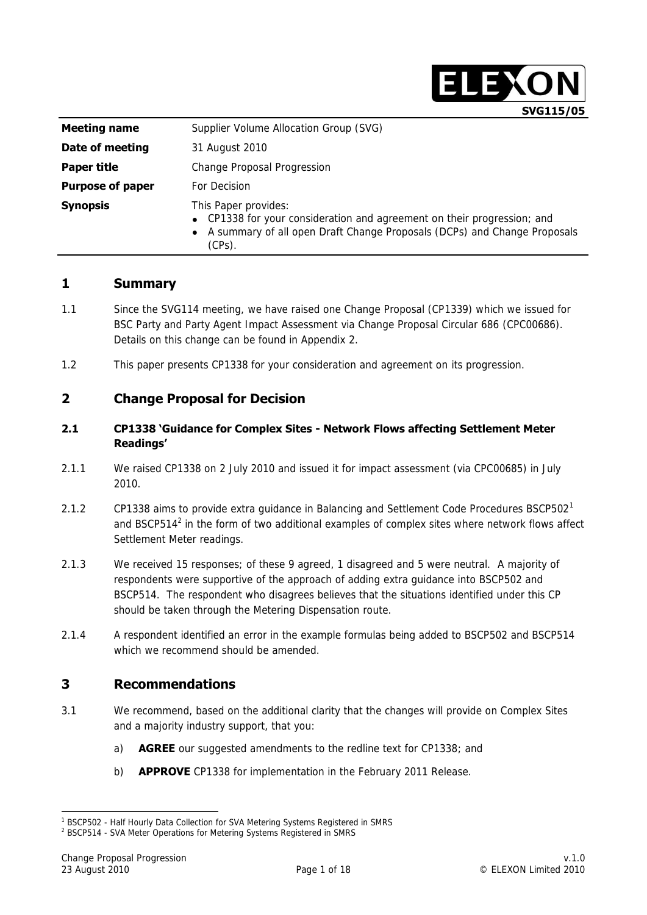ELEXON

**SVG115/05**

| | |
|---|---|
| **Meeting name** | Supplier Volume Allocation Group (SVG) |
| **Date of meeting** | 31 August 2010 |
| **Paper title** | Change Proposal Progression |
| **Purpose of paper** | For Decision |
| **Synopsis** | This Paper provides:<br>• CP1338 for your consideration and agreement on their progression; and<br>• A summary of all open Draft Change Proposals (DCPs) and Change Proposals (CPs). |

## 1 Summary

1.1 Since the SVG114 meeting, we have raised one Change Proposal (CP1339) which we issued for BSC Party and Party Agent Impact Assessment via Change Proposal Circular 686 (CPC00686). Details on this change can be found in Appendix 2.

1.2 This paper presents CP1338 for your consideration and agreement on its progression.

## 2 Change Proposal for Decision

### 2.1 CP1338 'Guidance for Complex Sites - Network Flows affecting Settlement Meter Readings'

2.1.1 We raised CP1338 on 2 July 2010 and issued it for impact assessment (via CPC00685) in July 2010.

2.1.2 CP1338 aims to provide extra guidance in Balancing and Settlement Code Procedures BSCP502[1] and BSCP514[2] in the form of two additional examples of complex sites where network flows affect Settlement Meter readings.

2.1.3 We received 15 responses; of these 9 agreed, 1 disagreed and 5 were neutral. A majority of respondents were supportive of the approach of adding extra guidance into BSCP502 and BSCP514. The respondent who disagrees believes that the situations identified under this CP should be taken through the Metering Dispensation route.

2.1.4 A respondent identified an error in the example formulas being added to BSCP502 and BSCP514 which we recommend should be amended.

## 3 Recommendations

3.1 We recommend, based on the additional clarity that the changes will provide on Complex Sites and a majority industry support, that you:

a) **AGREE** our suggested amendments to the redline text for CP1338; and

b) **APPROVE** CP1338 for implementation in the February 2011 Release.

---

[1] BSCP502 - Half Hourly Data Collection for SVA Metering Systems Registered in SMRS

[2] BSCP514 - SVA Meter Operations for Metering Systems Registered in SMRS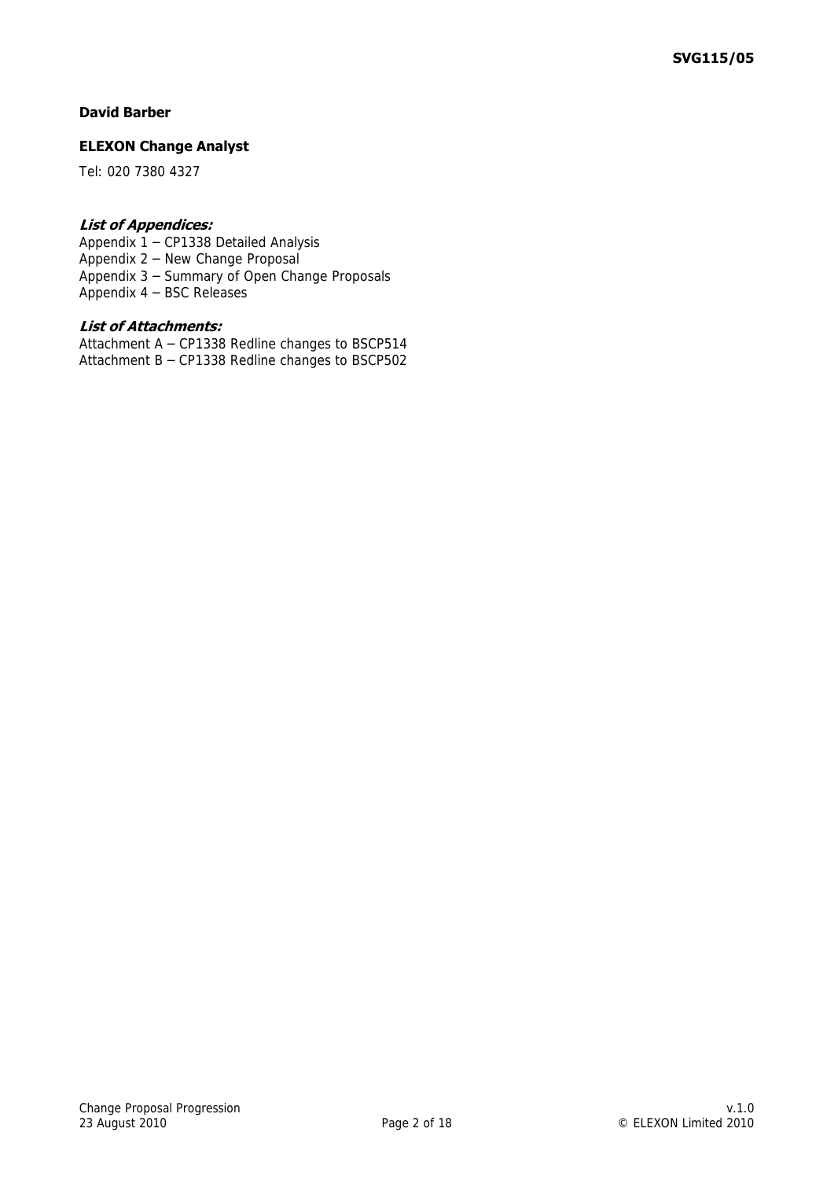**David Barber**

**ELEXON Change Analyst**

Tel: 020 7380 4327

***List of Appendices:***

Appendix 1 – CP1338 Detailed Analysis
Appendix 2 – New Change Proposal
Appendix 3 – Summary of Open Change Proposals
Appendix 4 – BSC Releases

***List of Attachments:***

Attachment A – CP1338 Redline changes to BSCP514
Attachment B – CP1338 Redline changes to BSCP502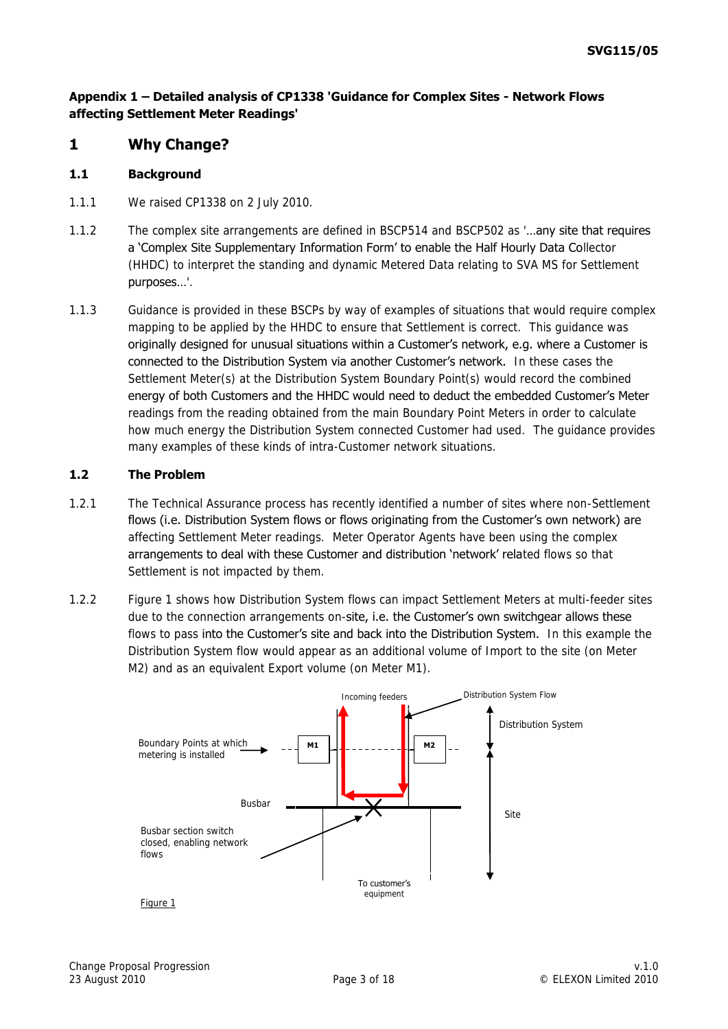## Appendix 1 – Detailed analysis of CP1338 'Guidance for Complex Sites - Network Flows affecting Settlement Meter Readings'

# 1 Why Change?

### 1.1 Background

1.1.1 We raised CP1338 on 2 July 2010.

1.1.2 The complex site arrangements are defined in BSCP514 and BSCP502 as '…any site that requires a 'Complex Site Supplementary Information Form' to enable the Half Hourly Data Collector (HHDC) to interpret the standing and dynamic Metered Data relating to SVA MS for Settlement purposes…'.

1.1.3 Guidance is provided in these BSCPs by way of examples of situations that would require complex mapping to be applied by the HHDC to ensure that Settlement is correct. This guidance was originally designed for unusual situations within a Customer's network, e.g. where a Customer is connected to the Distribution System via another Customer's network. In these cases the Settlement Meter(s) at the Distribution System Boundary Point(s) would record the combined energy of both Customers and the HHDC would need to deduct the embedded Customer's Meter readings from the reading obtained from the main Boundary Point Meters in order to calculate how much energy the Distribution System connected Customer had used. The guidance provides many examples of these kinds of intra-Customer network situations.

### 1.2 The Problem

1.2.1 The Technical Assurance process has recently identified a number of sites where non-Settlement flows (i.e. Distribution System flows or flows originating from the Customer's own network) are affecting Settlement Meter readings. Meter Operator Agents have been using the complex arrangements to deal with these Customer and distribution 'network' related flows so that Settlement is not impacted by them.

1.2.2 Figure 1 shows how Distribution System flows can impact Settlement Meters at multi-feeder sites due to the connection arrangements on-site, i.e. the Customer's own switchgear allows these flows to pass into the Customer's site and back into the Distribution System. In this example the Distribution System flow would appear as an additional volume of Import to the site (on Meter M2) and as an equivalent Export volume (on Meter M1).

Incoming feeders | Distribution System Flow | Distribution System | Boundary Points at which metering is installed | M1 | M2 | Busbar | Site | Busbar section switch closed, enabling network flows | To customer's equipment

Figure 1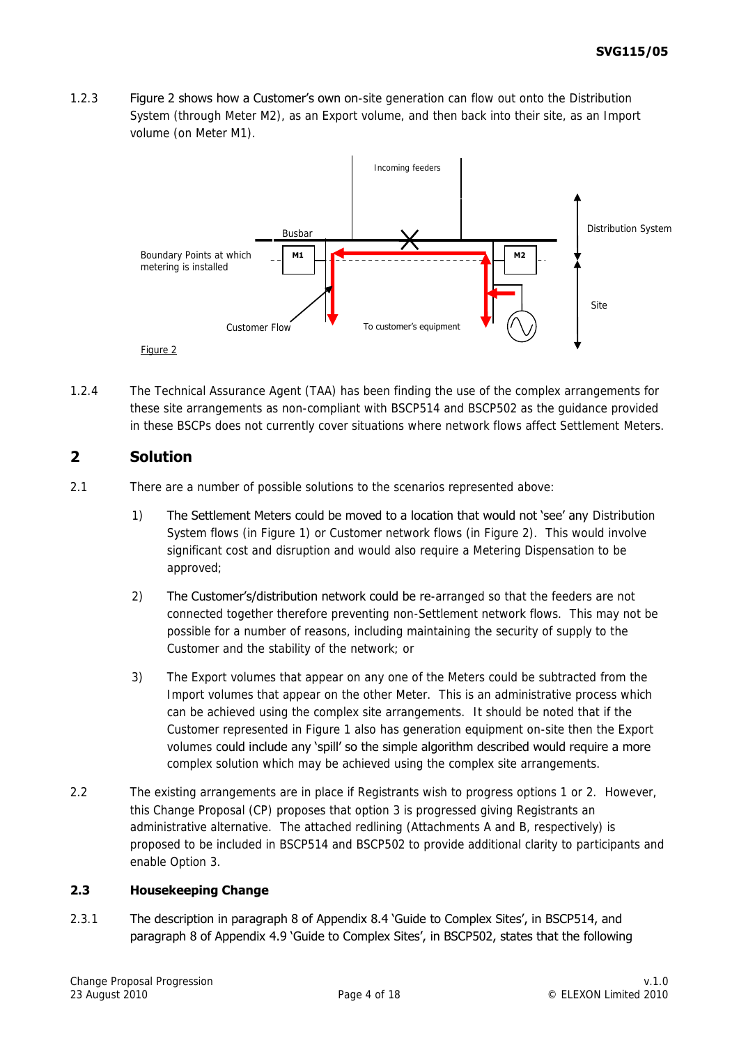1.2.3 Figure 2 shows how a Customer's own on-site generation can flow out onto the Distribution System (through Meter M2), as an Export volume, and then back into their site, as an Import volume (on Meter M1).

Incoming feeders

Busbar

Distribution System

Boundary Points at which metering is installed

M1

M2

Site

Customer Flow

To customer's equipment

Figure 2

1.2.4 The Technical Assurance Agent (TAA) has been finding the use of the complex arrangements for these site arrangements as non-compliant with BSCP514 and BSCP502 as the guidance provided in these BSCPs does not currently cover situations where network flows affect Settlement Meters.

## 2 Solution

2.1 There are a number of possible solutions to the scenarios represented above:

1) The Settlement Meters could be moved to a location that would not 'see' any Distribution System flows (in Figure 1) or Customer network flows (in Figure 2). This would involve significant cost and disruption and would also require a Metering Dispensation to be approved;

2) The Customer's/distribution network could be re-arranged so that the feeders are not connected together therefore preventing non-Settlement network flows. This may not be possible for a number of reasons, including maintaining the security of supply to the Customer and the stability of the network; or

3) The Export volumes that appear on any one of the Meters could be subtracted from the Import volumes that appear on the other Meter. This is an administrative process which can be achieved using the complex site arrangements. It should be noted that if the Customer represented in Figure 1 also has generation equipment on-site then the Export volumes could include any 'spill' so the simple algorithm described would require a more complex solution which may be achieved using the complex site arrangements.

2.2 The existing arrangements are in place if Registrants wish to progress options 1 or 2. However, this Change Proposal (CP) proposes that option 3 is progressed giving Registrants an administrative alternative. The attached redlining (Attachments A and B, respectively) is proposed to be included in BSCP514 and BSCP502 to provide additional clarity to participants and enable Option 3.

### 2.3 Housekeeping Change

2.3.1 The description in paragraph 8 of Appendix 8.4 'Guide to Complex Sites', in BSCP514, and paragraph 8 of Appendix 4.9 'Guide to Complex Sites', in BSCP502, states that the following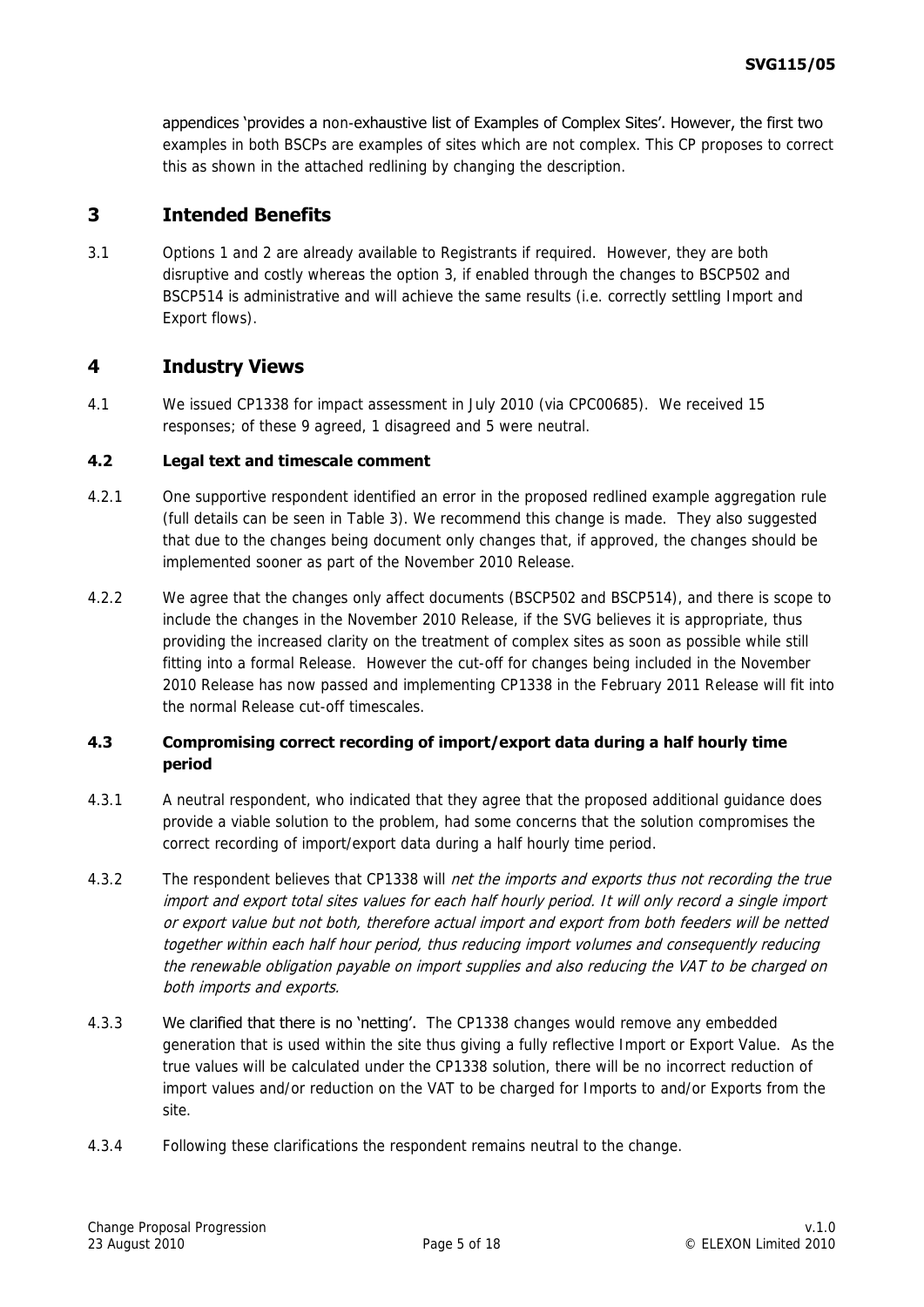appendices 'provides a non-exhaustive list of Examples of Complex Sites'. However, the first two examples in both BSCPs are examples of sites which are not complex. This CP proposes to correct this as shown in the attached redlining by changing the description.

## 3 Intended Benefits

3.1 Options 1 and 2 are already available to Registrants if required. However, they are both disruptive and costly whereas the option 3, if enabled through the changes to BSCP502 and BSCP514 is administrative and will achieve the same results (i.e. correctly settling Import and Export flows).

## 4 Industry Views

4.1 We issued CP1338 for impact assessment in July 2010 (via CPC00685). We received 15 responses; of these 9 agreed, 1 disagreed and 5 were neutral.

### 4.2 Legal text and timescale comment

4.2.1 One supportive respondent identified an error in the proposed redlined example aggregation rule (full details can be seen in Table 3). We recommend this change is made. They also suggested that due to the changes being document only changes that, if approved, the changes should be implemented sooner as part of the November 2010 Release.

4.2.2 We agree that the changes only affect documents (BSCP502 and BSCP514), and there is scope to include the changes in the November 2010 Release, if the SVG believes it is appropriate, thus providing the increased clarity on the treatment of complex sites as soon as possible while still fitting into a formal Release. However the cut-off for changes being included in the November 2010 Release has now passed and implementing CP1338 in the February 2011 Release will fit into the normal Release cut-off timescales.

### 4.3 Compromising correct recording of import/export data during a half hourly time period

4.3.1 A neutral respondent, who indicated that they agree that the proposed additional guidance does provide a viable solution to the problem, had some concerns that the solution compromises the correct recording of import/export data during a half hourly time period.

4.3.2 The respondent believes that CP1338 will *net the imports and exports thus not recording the true import and export total sites values for each half hourly period. It will only record a single import or export value but not both, therefore actual import and export from both feeders will be netted together within each half hour period, thus reducing import volumes and consequently reducing the renewable obligation payable on import supplies and also reducing the VAT to be charged on both imports and exports.*

4.3.3 We clarified that there is no 'netting'. The CP1338 changes would remove any embedded generation that is used within the site thus giving a fully reflective Import or Export Value. As the true values will be calculated under the CP1338 solution, there will be no incorrect reduction of import values and/or reduction on the VAT to be charged for Imports to and/or Exports from the site.

4.3.4 Following these clarifications the respondent remains neutral to the change.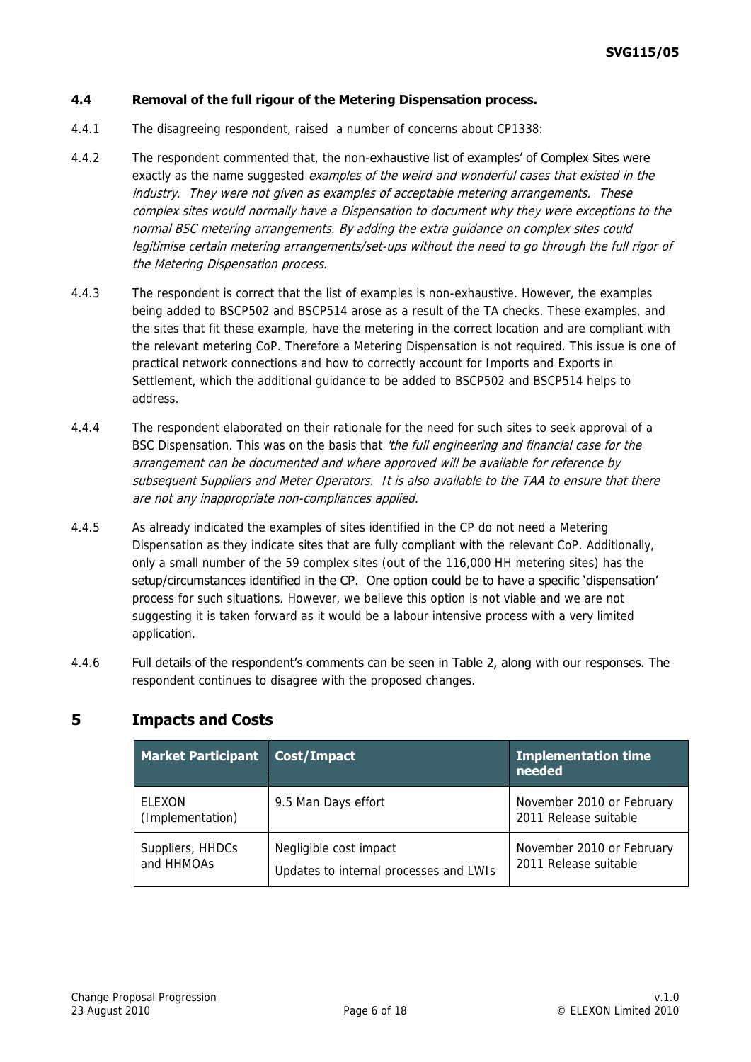### 4.4 Removal of the full rigour of the Metering Dispensation process.

4.4.1 The disagreeing respondent, raised a number of concerns about CP1338:

4.4.2 The respondent commented that, the non-exhaustive list of examples' of Complex Sites were exactly as the name suggested *examples of the weird and wonderful cases that existed in the industry. They were not given as examples of acceptable metering arrangements. These complex sites would normally have a Dispensation to document why they were exceptions to the normal BSC metering arrangements. By adding the extra guidance on complex sites could legitimise certain metering arrangements/set-ups without the need to go through the full rigor of the Metering Dispensation process.*

4.4.3 The respondent is correct that the list of examples is non-exhaustive. However, the examples being added to BSCP502 and BSCP514 arose as a result of the TA checks. These examples, and the sites that fit these example, have the metering in the correct location and are compliant with the relevant metering CoP. Therefore a Metering Dispensation is not required. This issue is one of practical network connections and how to correctly account for Imports and Exports in Settlement, which the additional guidance to be added to BSCP502 and BSCP514 helps to address.

4.4.4 The respondent elaborated on their rationale for the need for such sites to seek approval of a BSC Dispensation. This was on the basis that *'the full engineering and financial case for the arrangement can be documented and where approved will be available for reference by subsequent Suppliers and Meter Operators. It is also available to the TAA to ensure that there are not any inappropriate non-compliances applied.*

4.4.5 As already indicated the examples of sites identified in the CP do not need a Metering Dispensation as they indicate sites that are fully compliant with the relevant CoP. Additionally, only a small number of the 59 complex sites (out of the 116,000 HH metering sites) has the setup/circumstances identified in the CP. One option could be to have a specific 'dispensation' process for such situations. However, we believe this option is not viable and we are not suggesting it is taken forward as it would be a labour intensive process with a very limited application.

4.4.6 Full details of the respondent's comments can be seen in Table 2, along with our responses. The respondent continues to disagree with the proposed changes.

## 5 Impacts and Costs

| Market Participant | Cost/Impact | Implementation time needed |
|---|---|---|
| ELEXON (Implementation) | 9.5 Man Days effort | November 2010 or February 2011 Release suitable |
| Suppliers, HHDCs and HHMOAs | Negligible cost impact<br>Updates to internal processes and LWIs | November 2010 or February 2011 Release suitable |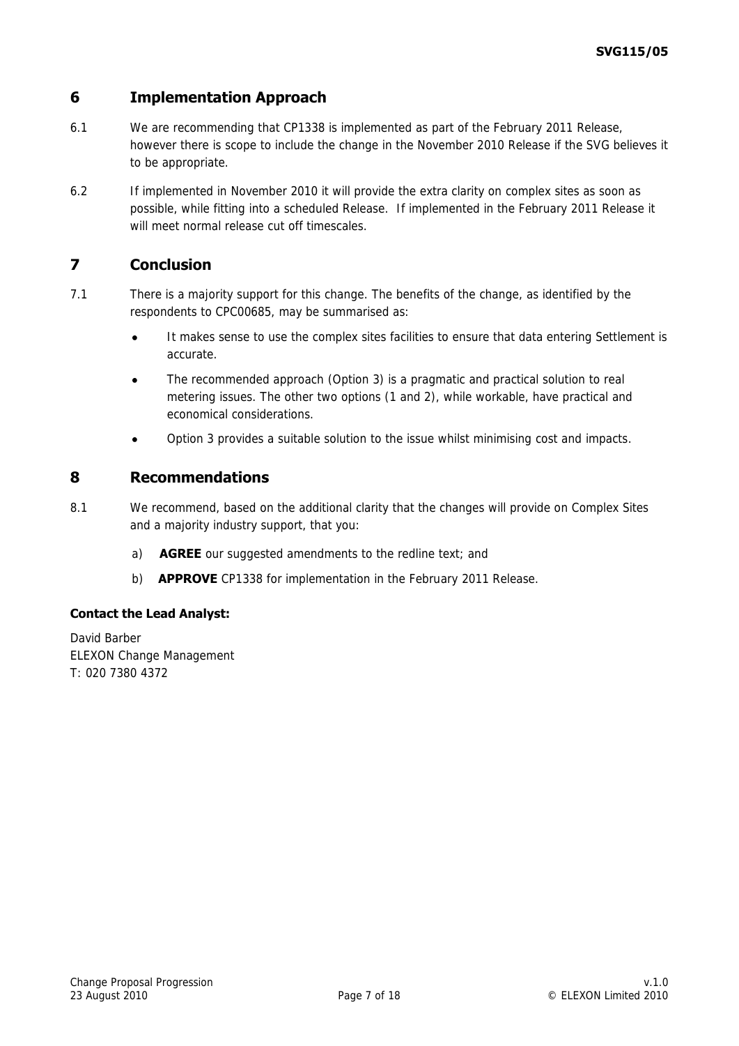## 6 Implementation Approach

6.1 We are recommending that CP1338 is implemented as part of the February 2011 Release, however there is scope to include the change in the November 2010 Release if the SVG believes it to be appropriate.

6.2 If implemented in November 2010 it will provide the extra clarity on complex sites as soon as possible, while fitting into a scheduled Release. If implemented in the February 2011 Release it will meet normal release cut off timescales.

## 7 Conclusion

7.1 There is a majority support for this change. The benefits of the change, as identified by the respondents to CPC00685, may be summarised as:

- It makes sense to use the complex sites facilities to ensure that data entering Settlement is accurate.
- The recommended approach (Option 3) is a pragmatic and practical solution to real metering issues. The other two options (1 and 2), while workable, have practical and economical considerations.
- Option 3 provides a suitable solution to the issue whilst minimising cost and impacts.

## 8 Recommendations

8.1 We recommend, based on the additional clarity that the changes will provide on Complex Sites and a majority industry support, that you:

a) **AGREE** our suggested amendments to the redline text; and

b) **APPROVE** CP1338 for implementation in the February 2011 Release.

**Contact the Lead Analyst:**

David Barber
ELEXON Change Management
T: 020 7380 4372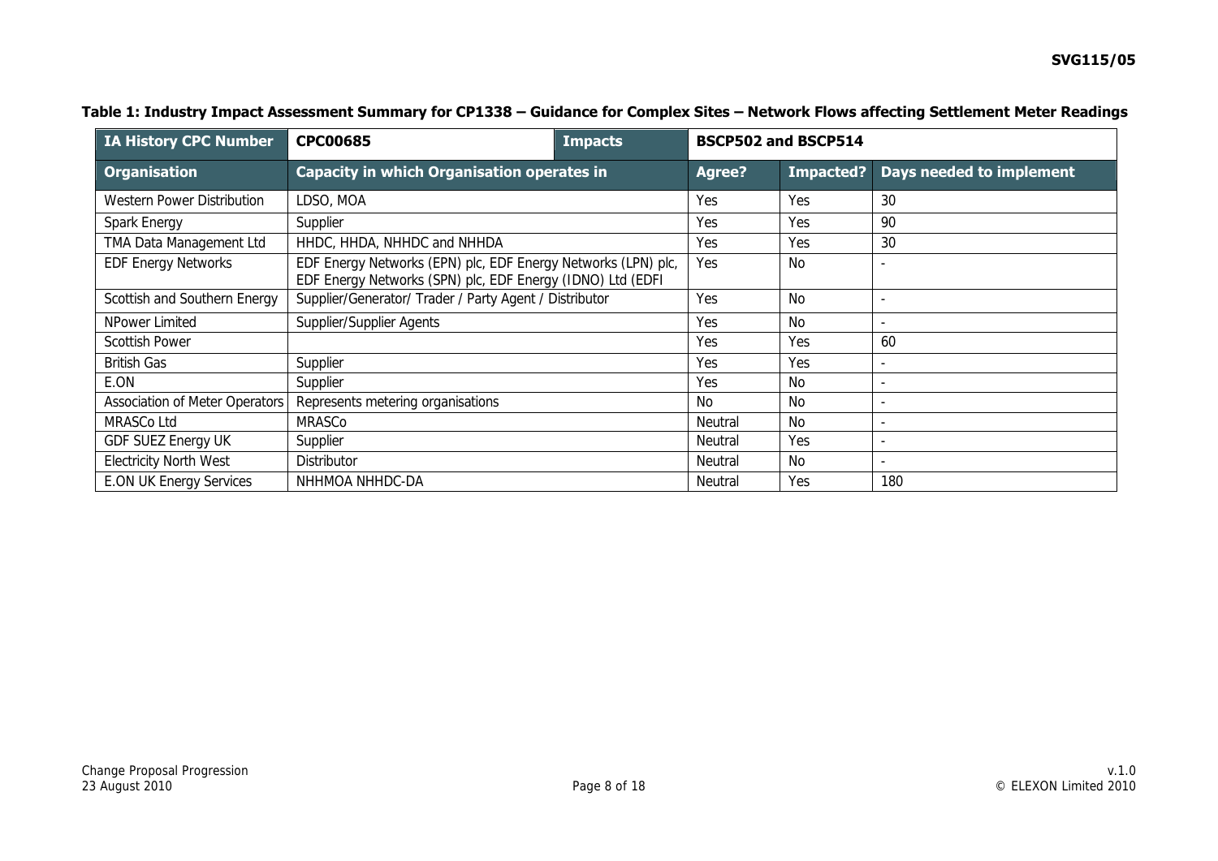**Table 1: Industry Impact Assessment Summary for CP1338 – Guidance for Complex Sites – Network Flows affecting Settlement Meter Readings**

| IA History CPC Number | CPC00685 | Impacts | BSCP502 and BSCP514 | | |
|---|---|---|---|---|---|
| **Organisation** | **Capacity in which Organisation operates in** | | **Agree?** | **Impacted?** | **Days needed to implement** |
| Western Power Distribution | LDSO, MOA | | Yes | Yes | 30 |
| Spark Energy | Supplier | | Yes | Yes | 90 |
| TMA Data Management Ltd | HHDC, HHDA, NHHDC and NHHDA | | Yes | Yes | 30 |
| EDF Energy Networks | EDF Energy Networks (EPN) plc, EDF Energy Networks (LPN) plc, EDF Energy Networks (SPN) plc, EDF Energy (IDNO) Ltd (EDFI | | Yes | No | - |
| Scottish and Southern Energy | Supplier/Generator/ Trader / Party Agent / Distributor | | Yes | No | - |
| NPower Limited | Supplier/Supplier Agents | | Yes | No | - |
| Scottish Power | | | Yes | Yes | 60 |
| British Gas | Supplier | | Yes | Yes | - |
| E.ON | Supplier | | Yes | No | - |
| Association of Meter Operators | Represents metering organisations | | No | No | - |
| MRASCo Ltd | MRASCo | | Neutral | No | - |
| GDF SUEZ Energy UK | Supplier | | Neutral | Yes | - |
| Electricity North West | Distributor | | Neutral | No | - |
| E.ON UK Energy Services | NHHMOA NHHDC-DA | | Neutral | Yes | 180 |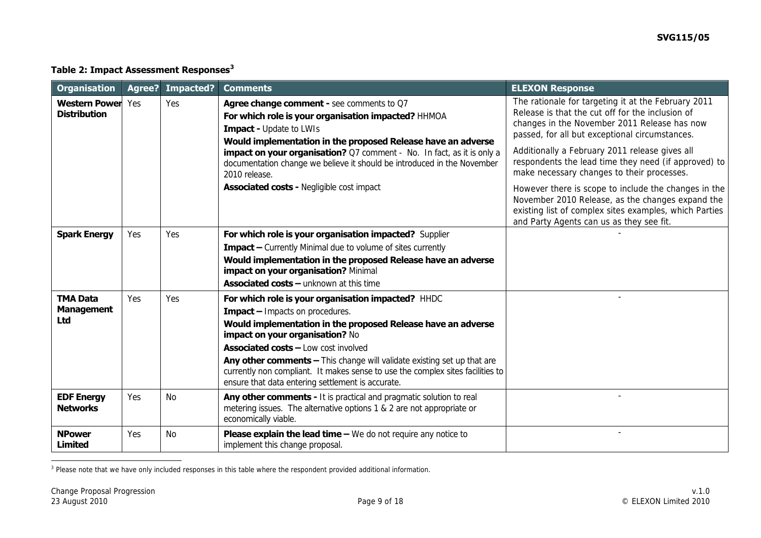**Table 2: Impact Assessment Responses**[3]

| Organisation | Agree? | Impacted? | Comments | ELEXON Response |
|---|---|---|---|---|
| **Western Power Distribution** | Yes | Yes | **Agree change comment -** see comments to Q7<br>**For which role is your organisation impacted?** HHMOA<br>**Impact -** Update to LWIs<br>**Would implementation in the proposed Release have an adverse impact on your organisation?** Q7 comment - No. In fact, as it is only a documentation change we believe it should be introduced in the November 2010 release.<br>**Associated costs -** Negligible cost impact | The rationale for targeting it at the February 2011 Release is that the cut off for the inclusion of changes in the November 2011 Release has now passed, for all but exceptional circumstances.<br>Additionally a February 2011 release gives all respondents the lead time they need (if approved) to make necessary changes to their processes.<br>However there is scope to include the changes in the November 2010 Release, as the changes expand the existing list of complex sites examples, which Parties and Party Agents can us as they see fit. |
| **Spark Energy** | Yes | Yes | **For which role is your organisation impacted?** Supplier<br>**Impact –** Currently Minimal due to volume of sites currently<br>**Would implementation in the proposed Release have an adverse impact on your organisation?** Minimal<br>**Associated costs –** unknown at this time | - |
| **TMA Data Management Ltd** | Yes | Yes | **For which role is your organisation impacted?** HHDC<br>**Impact –** Impacts on procedures.<br>**Would implementation in the proposed Release have an adverse impact on your organisation?** No<br>**Associated costs –** Low cost involved<br>**Any other comments –** This change will validate existing set up that are currently non compliant. It makes sense to use the complex sites facilities to ensure that data entering settlement is accurate. | - |
| **EDF Energy Networks** | Yes | No | **Any other comments -** It is practical and pragmatic solution to real metering issues. The alternative options 1 & 2 are not appropriate or economically viable. | - |
| **NPower Limited** | Yes | No | **Please explain the lead time –** We do not require any notice to implement this change proposal. | - |

[3] Please note that we have only included responses in this table where the respondent provided additional information.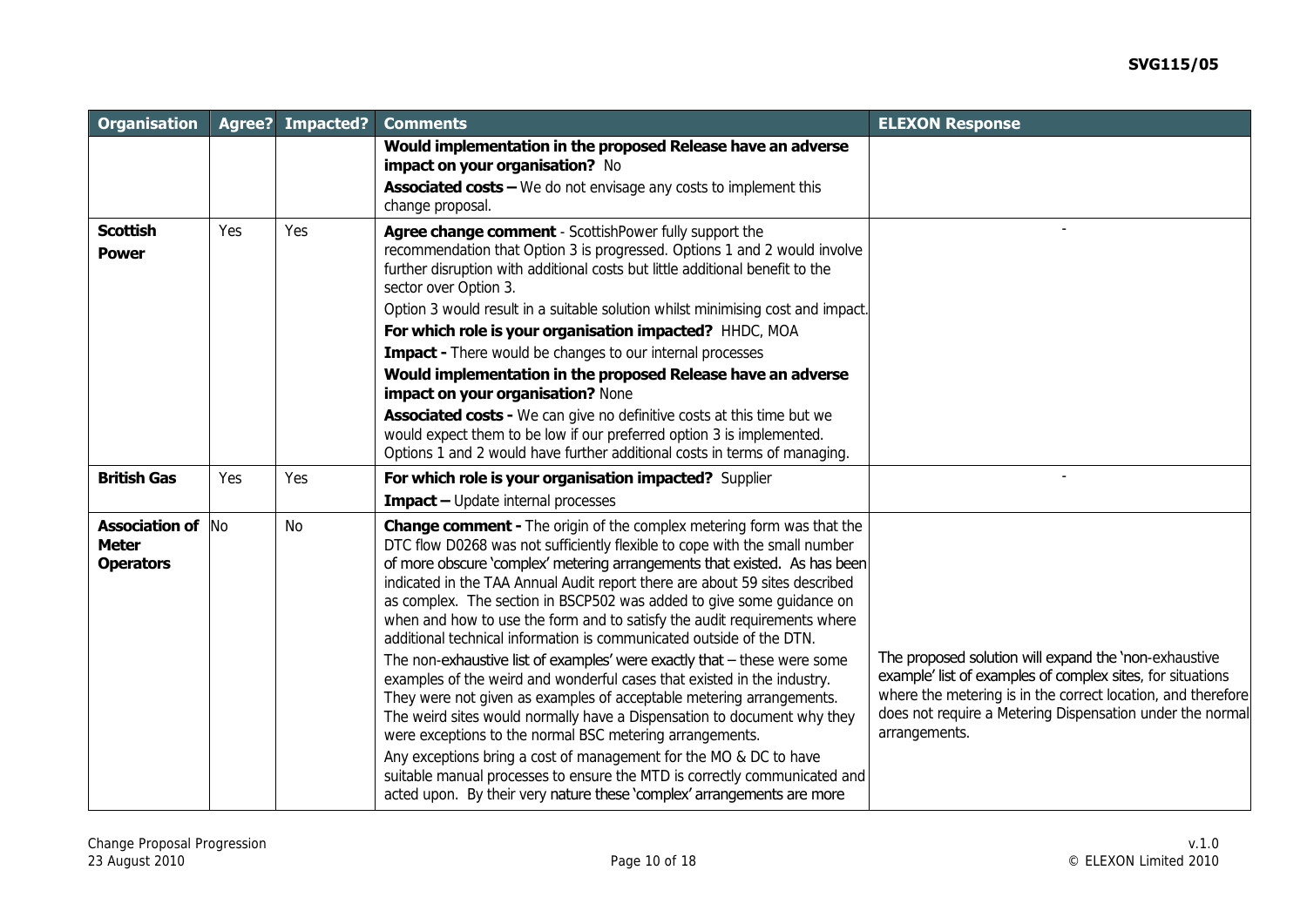| Organisation | Agree? | Impacted? | Comments | ELEXON Response |
|---|---|---|---|---|
| | | | **Would implementation in the proposed Release have an adverse impact on your organisation?** No<br>**Associated costs –** We do not envisage any costs to implement this change proposal. | |
| **Scottish Power** | Yes | Yes | **Agree change comment** - ScottishPower fully support the recommendation that Option 3 is progressed. Options 1 and 2 would involve further disruption with additional costs but little additional benefit to the sector over Option 3.<br>Option 3 would result in a suitable solution whilst minimising cost and impact.<br>**For which role is your organisation impacted?** HHDC, MOA<br>**Impact -** There would be changes to our internal processes<br>**Would implementation in the proposed Release have an adverse impact on your organisation?** None<br>**Associated costs -** We can give no definitive costs at this time but we would expect them to be low if our preferred option 3 is implemented. Options 1 and 2 would have further additional costs in terms of managing. | - |
| **British Gas** | Yes | Yes | **For which role is your organisation impacted?** Supplier<br>**Impact –** Update internal processes | - |
| **Association of Meter Operators** | No | No | **Change comment -** The origin of the complex metering form was that the DTC flow D0268 was not sufficiently flexible to cope with the small number of more obscure 'complex' metering arrangements that existed. As has been indicated in the TAA Annual Audit report there are about 59 sites described as complex. The section in BSCP502 was added to give some guidance on when and how to use the form and to satisfy the audit requirements where additional technical information is communicated outside of the DTN.<br>The non-exhaustive list of examples' were exactly that – these were some examples of the weird and wonderful cases that existed in the industry. They were not given as examples of acceptable metering arrangements. The weird sites would normally have a Dispensation to document why they were exceptions to the normal BSC metering arrangements.<br>Any exceptions bring a cost of management for the MO & DC to have suitable manual processes to ensure the MTD is correctly communicated and acted upon. By their very nature these 'complex' arrangements are more | The proposed solution will expand the 'non-exhaustive example' list of examples of complex sites, for situations where the metering is in the correct location, and therefore does not require a Metering Dispensation under the normal arrangements. |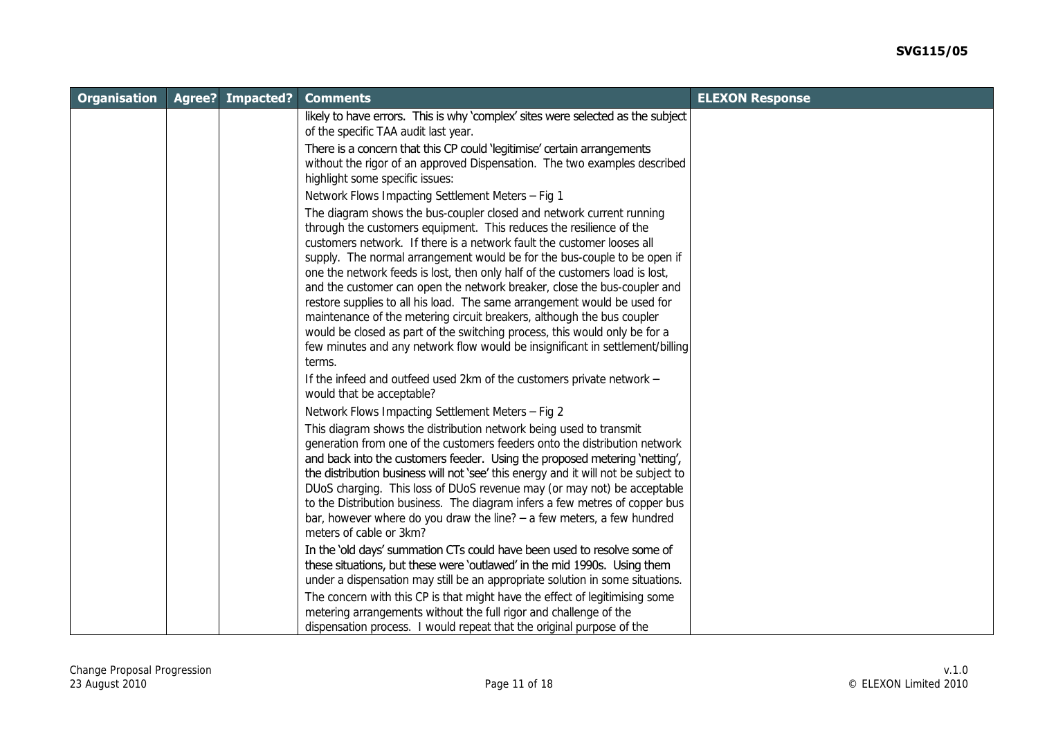| Organisation | Agree? | Impacted? | Comments | ELEXON Response |
|---|---|---|---|---|
| | | | likely to have errors. This is why 'complex' sites were selected as the subject of the specific TAA audit last year.<br><br>There is a concern that this CP could 'legitimise' certain arrangements without the rigor of an approved Dispensation. The two examples described highlight some specific issues:<br><br>Network Flows Impacting Settlement Meters – Fig 1<br><br>The diagram shows the bus-coupler closed and network current running through the customers equipment. This reduces the resilience of the customers network. If there is a network fault the customer looses all supply. The normal arrangement would be for the bus-couple to be open if one the network feeds is lost, then only half of the customers load is lost, and the customer can open the network breaker, close the bus-coupler and restore supplies to all his load. The same arrangement would be used for maintenance of the metering circuit breakers, although the bus coupler would be closed as part of the switching process, this would only be for a few minutes and any network flow would be insignificant in settlement/billing terms.<br><br>If the infeed and outfeed used 2km of the customers private network – would that be acceptable?<br><br>Network Flows Impacting Settlement Meters – Fig 2<br><br>This diagram shows the distribution network being used to transmit generation from one of the customers feeders onto the distribution network and back into the customers feeder. Using the proposed metering 'netting', the distribution business will not 'see' this energy and it will not be subject to DUoS charging. This loss of DUoS revenue may (or may not) be acceptable to the Distribution business. The diagram infers a few metres of copper bus bar, however where do you draw the line? – a few meters, a few hundred meters of cable or 3km?<br><br>In the 'old days' summation CTs could have been used to resolve some of these situations, but these were 'outlawed' in the mid 1990s. Using them under a dispensation may still be an appropriate solution in some situations.<br><br>The concern with this CP is that might have the effect of legitimising some metering arrangements without the full rigor and challenge of the dispensation process. I would repeat that the original purpose of the | |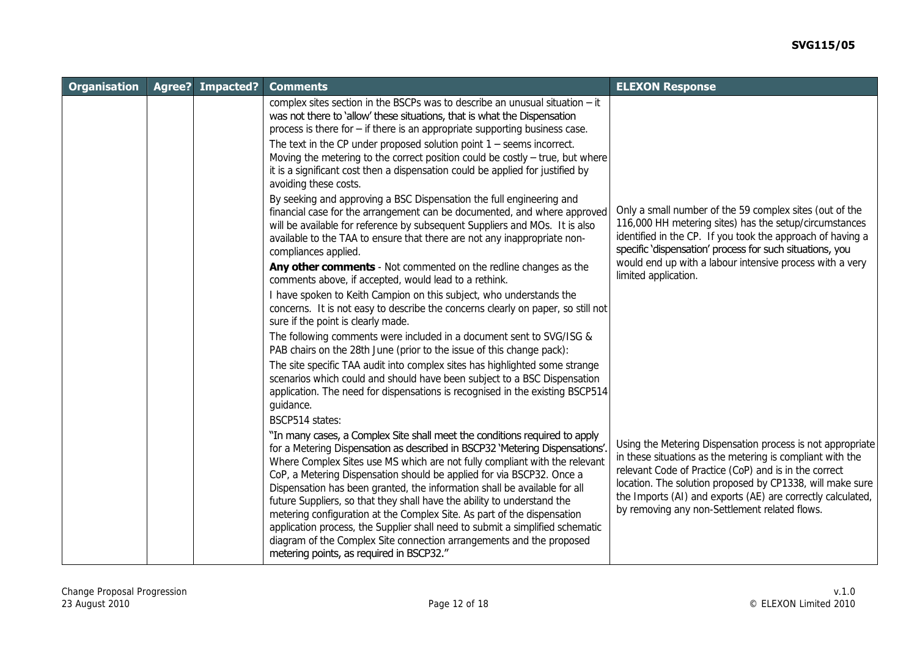| Organisation | Agree? | Impacted? | Comments | ELEXON Response |
|---|---|---|---|---|
| | | | complex sites section in the BSCPs was to describe an unusual situation – it was not there to 'allow' these situations, that is what the Dispensation process is there for – if there is an appropriate supporting business case.<br><br>The text in the CP under proposed solution point 1 – seems incorrect. Moving the metering to the correct position could be costly – true, but where it is a significant cost then a dispensation could be applied for justified by avoiding these costs.<br><br>By seeking and approving a BSC Dispensation the full engineering and financial case for the arrangement can be documented, and where approved will be available for reference by subsequent Suppliers and MOs. It is also available to the TAA to ensure that there are not any inappropriate non-compliances applied.<br><br>**Any other comments** - Not commented on the redline changes as the comments above, if accepted, would lead to a rethink.<br><br>I have spoken to Keith Campion on this subject, who understands the concerns. It is not easy to describe the concerns clearly on paper, so still not sure if the point is clearly made. | Only a small number of the 59 complex sites (out of the 116,000 HH metering sites) has the setup/circumstances identified in the CP. If you took the approach of having a specific 'dispensation' process for such situations, you would end up with a labour intensive process with a very limited application. |
| | | | The following comments were included in a document sent to SVG/ISG & PAB chairs on the 28th June (prior to the issue of this change pack):<br><br>The site specific TAA audit into complex sites has highlighted some strange scenarios which could and should have been subject to a BSC Dispensation application. The need for dispensations is recognised in the existing BSCP514 guidance.<br><br>BSCP514 states:<br><br>"In many cases, a Complex Site shall meet the conditions required to apply for a Metering Dispensation as described in BSCP32 'Metering Dispensations'. Where Complex Sites use MS which are not fully compliant with the relevant CoP, a Metering Dispensation should be applied for via BSCP32. Once a Dispensation has been granted, the information shall be available for all future Suppliers, so that they shall have the ability to understand the metering configuration at the Complex Site. As part of the dispensation application process, the Supplier shall need to submit a simplified schematic diagram of the Complex Site connection arrangements and the proposed metering points, as required in BSCP32." | Using the Metering Dispensation process is not appropriate in these situations as the metering is compliant with the relevant Code of Practice (CoP) and is in the correct location. The solution proposed by CP1338, will make sure the Imports (AI) and exports (AE) are correctly calculated, by removing any non-Settlement related flows. |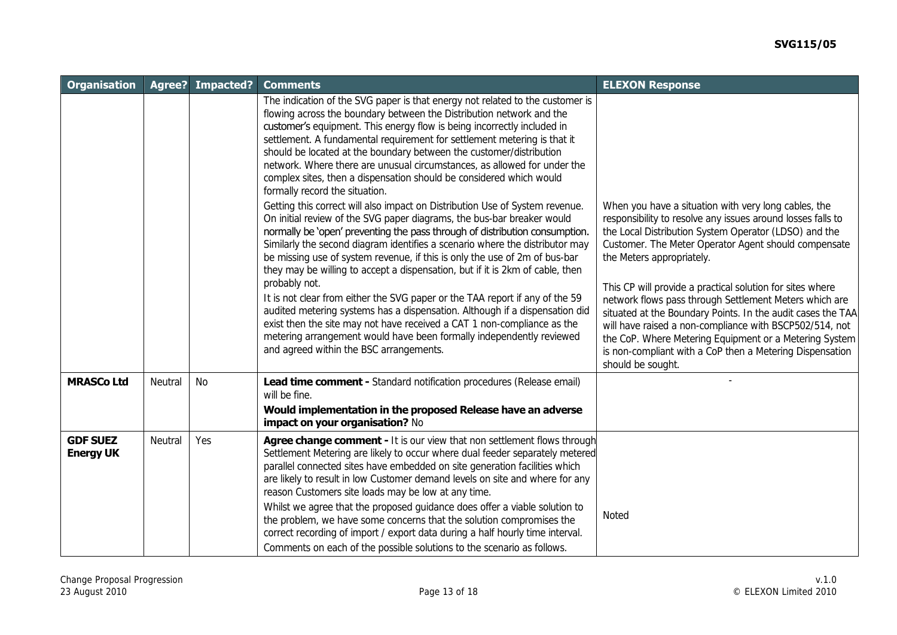| Organisation | Agree? | Impacted? | Comments | ELEXON Response |
|---|---|---|---|---|
| | | | The indication of the SVG paper is that energy not related to the customer is flowing across the boundary between the Distribution network and the customer's equipment. This energy flow is being incorrectly included in settlement. A fundamental requirement for settlement metering is that it should be located at the boundary between the customer/distribution network. Where there are unusual circumstances, as allowed for under the complex sites, then a dispensation should be considered which would formally record the situation.<br>Getting this correct will also impact on Distribution Use of System revenue. On initial review of the SVG paper diagrams, the bus-bar breaker would normally be 'open' preventing the pass through of distribution consumption. Similarly the second diagram identifies a scenario where the distributor may be missing use of system revenue, if this is only the use of 2m of bus-bar they may be willing to accept a dispensation, but if it is 2km of cable, then probably not.<br>It is not clear from either the SVG paper or the TAA report if any of the 59 audited metering systems has a dispensation. Although if a dispensation did exist then the site may not have received a CAT 1 non-compliance as the metering arrangement would have been formally independently reviewed and agreed within the BSC arrangements. | When you have a situation with very long cables, the responsibility to resolve any issues around losses falls to the Local Distribution System Operator (LDSO) and the Customer. The Meter Operator Agent should compensate the Meters appropriately.<br><br>This CP will provide a practical solution for sites where network flows pass through Settlement Meters which are situated at the Boundary Points. In the audit cases the TAA will have raised a non-compliance with BSCP502/514, not the CoP. Where Metering Equipment or a Metering System is non-compliant with a CoP then a Metering Dispensation should be sought. |
| **MRASCo Ltd** | Neutral | No | **Lead time comment -** Standard notification procedures (Release email) will be fine.<br>**Would implementation in the proposed Release have an adverse impact on your organisation?** No | - |
| **GDF SUEZ Energy UK** | Neutral | Yes | **Agree change comment -** It is our view that non settlement flows through Settlement Metering are likely to occur where dual feeder separately metered parallel connected sites have embedded on site generation facilities which are likely to result in low Customer demand levels on site and where for any reason Customers site loads may be low at any time.<br>Whilst we agree that the proposed guidance does offer a viable solution to the problem, we have some concerns that the solution compromises the correct recording of import / export data during a half hourly time interval.<br>Comments on each of the possible solutions to the scenario as follows. | Noted |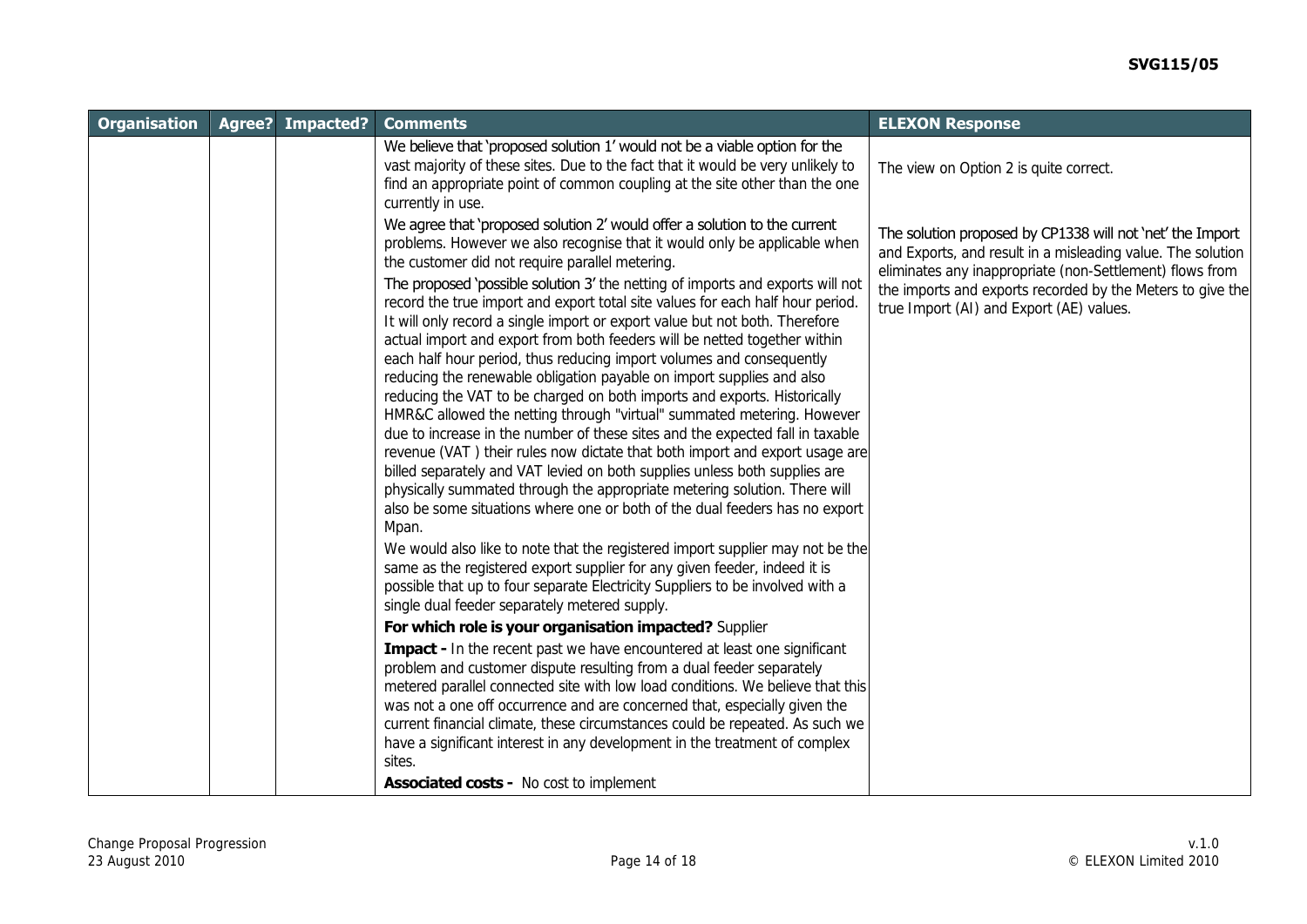| Organisation | Agree? | Impacted? | Comments | ELEXON Response |
|---|---|---|---|---|
| | | | We believe that 'proposed solution 1' would not be a viable option for the vast majority of these sites. Due to the fact that it would be very unlikely to find an appropriate point of common coupling at the site other than the one currently in use.<br><br>We agree that 'proposed solution 2' would offer a solution to the current problems. However we also recognise that it would only be applicable when the customer did not require parallel metering.<br><br>The proposed 'possible solution 3' the netting of imports and exports will not record the true import and export total site values for each half hour period. It will only record a single import or export value but not both. Therefore actual import and export from both feeders will be netted together within each half hour period, thus reducing import volumes and consequently reducing the renewable obligation payable on import supplies and also reducing the VAT to be charged on both imports and exports. Historically HMR&C allowed the netting through "virtual" summated metering. However due to increase in the number of these sites and the expected fall in taxable revenue (VAT ) their rules now dictate that both import and export usage are billed separately and VAT levied on both supplies unless both supplies are physically summated through the appropriate metering solution. There will also be some situations where one or both of the dual feeders has no export Mpan.<br><br>We would also like to note that the registered import supplier may not be the same as the registered export supplier for any given feeder, indeed it is possible that up to four separate Electricity Suppliers to be involved with a single dual feeder separately metered supply.<br><br>**For which role is your organisation impacted?** Supplier<br><br>**Impact -** In the recent past we have encountered at least one significant problem and customer dispute resulting from a dual feeder separately metered parallel connected site with low load conditions. We believe that this was not a one off occurrence and are concerned that, especially given the current financial climate, these circumstances could be repeated. As such we have a significant interest in any development in the treatment of complex sites.<br><br>**Associated costs -** No cost to implement | The view on Option 2 is quite correct.<br><br>The solution proposed by CP1338 will not 'net' the Import and Exports, and result in a misleading value. The solution eliminates any inappropriate (non-Settlement) flows from the imports and exports recorded by the Meters to give the true Import (AI) and Export (AE) values. |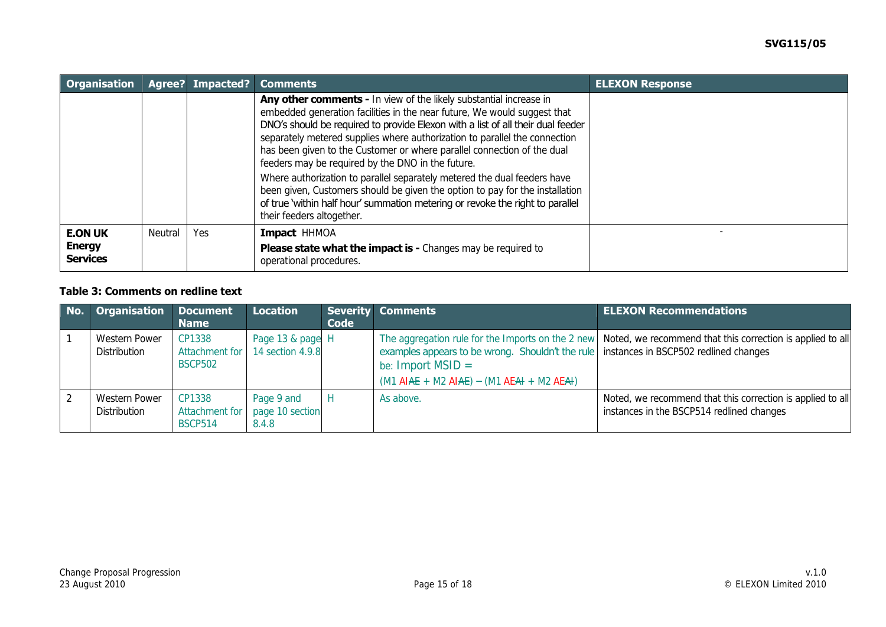| Organisation | Agree? | Impacted? | Comments | ELEXON Response |
|---|---|---|---|---|
| | | | **Any other comments -** In view of the likely substantial increase in embedded generation facilities in the near future, We would suggest that DNO's should be required to provide Elexon with a list of all their dual feeder separately metered supplies where authorization to parallel the connection has been given to the Customer or where parallel connection of the dual feeders may be required by the DNO in the future.<br>Where authorization to parallel separately metered the dual feeders have been given, Customers should be given the option to pay for the installation of true 'within half hour' summation metering or revoke the right to parallel their feeders altogether. | |
| **E.ON UK Energy Services** | Neutral | Yes | **Impact** HHMOA<br>**Please state what the impact is -** Changes may be required to operational procedures. | - |

### Table 3: Comments on redline text

| No. | Organisation | Document Name | Location | Severity Code | Comments | ELEXON Recommendations |
|---|---|---|---|---|---|---|
| 1 | Western Power Distribution | CP1338 Attachment for BSCP502 | Page 13 & page 14 section 4.9.8 | H | The aggregation rule for the Imports on the 2 new examples appears to be wrong. Shouldn't the rule be: Import MSID = (M1 AI~~AE~~ + M2 AI~~AE~~) – (M1 AE~~AI~~ + M2 AE~~AI~~) | Noted, we recommend that this correction is applied to all instances in BSCP502 redlined changes |
| 2 | Western Power Distribution | CP1338 Attachment for BSCP514 | Page 9 and page 10 section 8.4.8 | H | As above. | Noted, we recommend that this correction is applied to all instances in the BSCP514 redlined changes |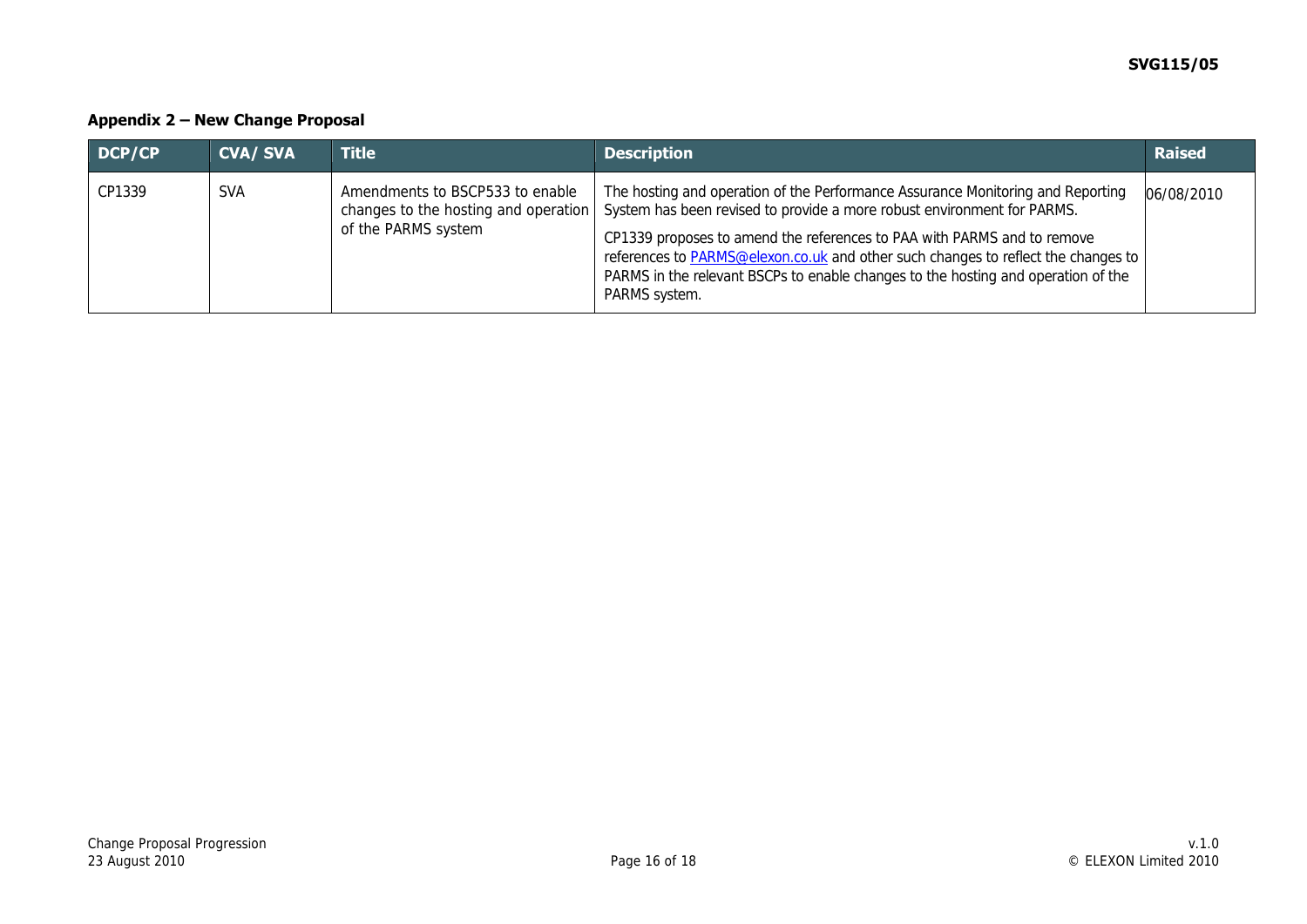## Appendix 2 – New Change Proposal

| DCP/CP | CVA/ SVA | Title | Description | Raised |
|---|---|---|---|---|
| CP1339 | SVA | Amendments to BSCP533 to enable changes to the hosting and operation of the PARMS system | The hosting and operation of the Performance Assurance Monitoring and Reporting System has been revised to provide a more robust environment for PARMS.<br><br>CP1339 proposes to amend the references to PAA with PARMS and to remove references to PARMS@elexon.co.uk and other such changes to reflect the changes to PARMS in the relevant BSCPs to enable changes to the hosting and operation of the PARMS system. | 06/08/2010 |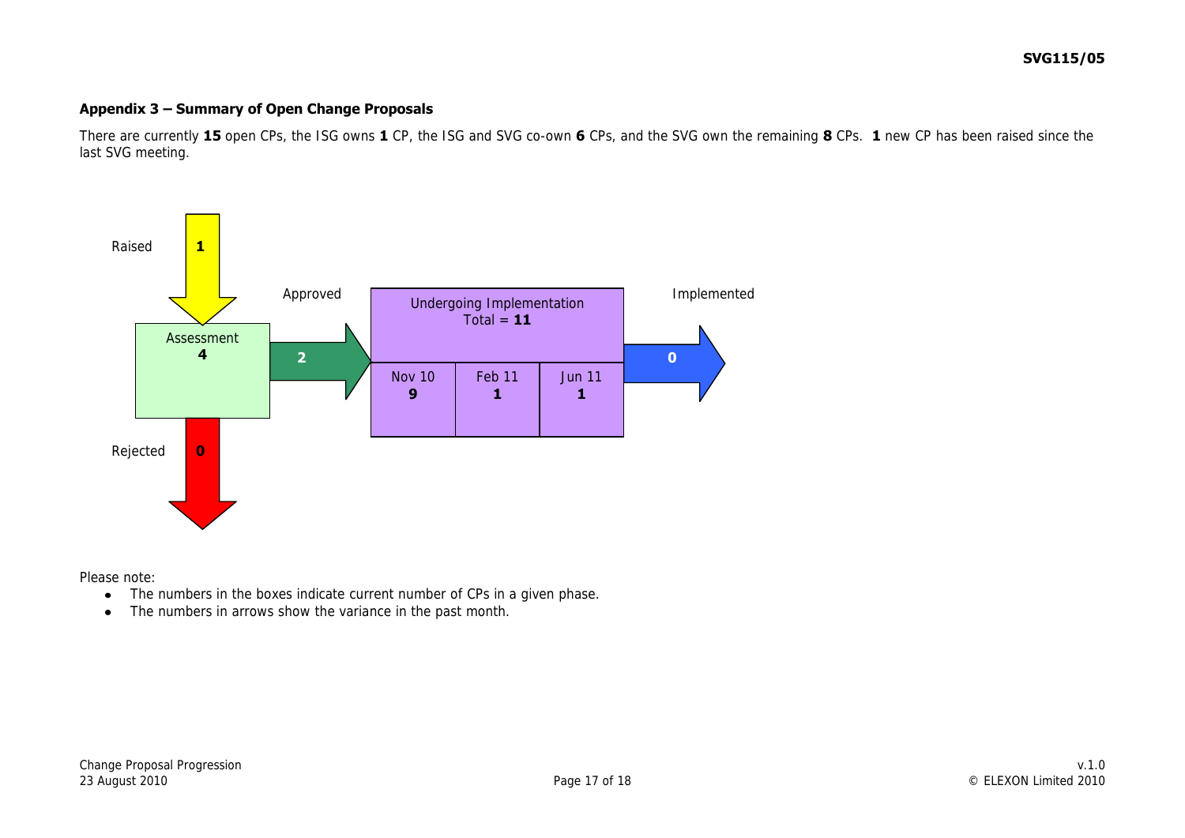## Appendix 3 – Summary of Open Change Proposals

There are currently **15** open CPs, the ISG owns **1** CP, the ISG and SVG co-own **6** CPs, and the SVG own the remaining **8** CPs. **1** new CP has been raised since the last SVG meeting.

Raised **1**

Assessment **4**

Approved **2**

Undergoing Implementation Total = **11**

| Nov 10 | Feb 11 | Jun 11 |
|---|---|---|
| **9** | **1** | **1** |

Implemented **0**

Rejected **0**

Please note:

- The numbers in the boxes indicate current number of CPs in a given phase.
- The numbers in arrows show the variance in the past month.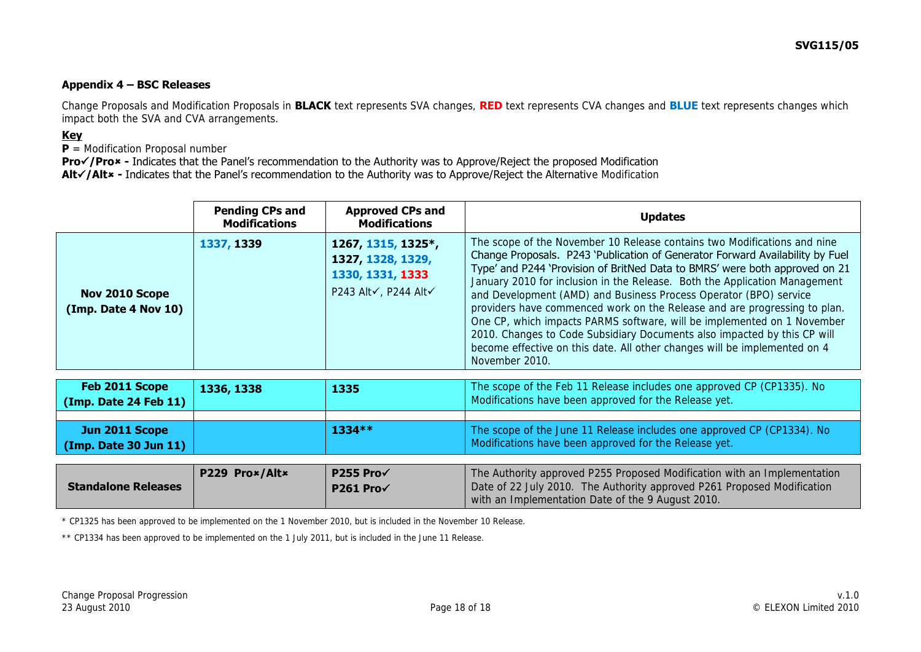### Appendix 4 – BSC Releases

Change Proposals and Modification Proposals in **BLACK** text represents SVA changes, **RED** text represents CVA changes and **BLUE** text represents changes which impact both the SVA and CVA arrangements.

**Key**

**P** = Modification Proposal number

**Pro✓/Pro✗ -** Indicates that the Panel's recommendation to the Authority was to Approve/Reject the proposed Modification

**Alt✓/Alt✗ -** Indicates that the Panel's recommendation to the Authority was to Approve/Reject the Alternative Modification

| | Pending CPs and Modifications | Approved CPs and Modifications | Updates |
|---|---|---|---|
| **Nov 2010 Scope (Imp. Date 4 Nov 10)** | **1337, 1339** | **1267, 1315, 1325\*, 1327, 1328, 1329, 1330, 1331, 1333** P243 Alt✓, P244 Alt✓ | The scope of the November 10 Release contains two Modifications and nine Change Proposals. P243 'Publication of Generator Forward Availability by Fuel Type' and P244 'Provision of BritNed Data to BMRS' were both approved on 21 January 2010 for inclusion in the Release. Both the Application Management and Development (AMD) and Business Process Operator (BPO) service providers have commenced work on the Release and are progressing to plan. One CP, which impacts PARMS software, will be implemented on 1 November 2010. Changes to Code Subsidiary Documents also impacted by this CP will become effective on this date. All other changes will be implemented on 4 November 2010. |
| **Feb 2011 Scope (Imp. Date 24 Feb 11)** | **1336, 1338** | **1335** | The scope of the Feb 11 Release includes one approved CP (CP1335). No Modifications have been approved for the Release yet. |
| **Jun 2011 Scope (Imp. Date 30 Jun 11)** | | **1334\*\*** | The scope of the June 11 Release includes one approved CP (CP1334). No Modifications have been approved for the Release yet. |
| **Standalone Releases** | **P229 Pro✗/Alt✗** | **P255 Pro✓** **P261 Pro✓** | The Authority approved P255 Proposed Modification with an Implementation Date of 22 July 2010. The Authority approved P261 Proposed Modification with an Implementation Date of the 9 August 2010. |

\* CP1325 has been approved to be implemented on the 1 November 2010, but is included in the November 10 Release.

\*\* CP1334 has been approved to be implemented on the 1 July 2011, but is included in the June 11 Release.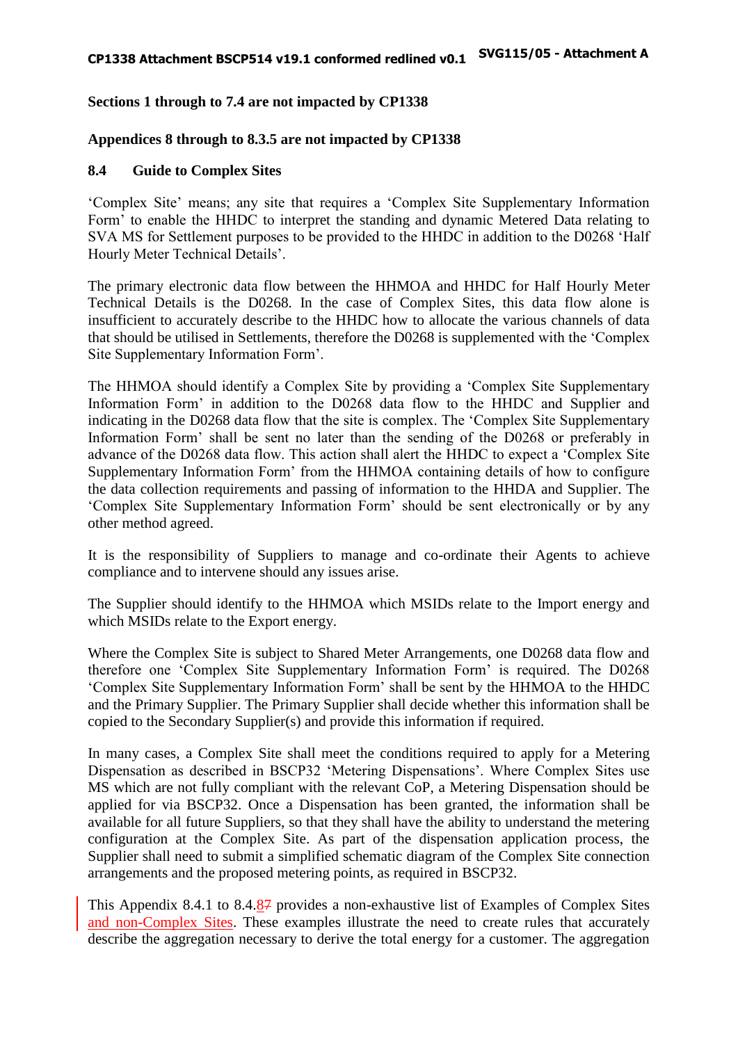**Sections 1 through to 7.4 are not impacted by CP1338**

**Appendices 8 through to 8.3.5 are not impacted by CP1338**

## 8.4 Guide to Complex Sites

'Complex Site' means; any site that requires a 'Complex Site Supplementary Information Form' to enable the HHDC to interpret the standing and dynamic Metered Data relating to SVA MS for Settlement purposes to be provided to the HHDC in addition to the D0268 'Half Hourly Meter Technical Details'.

The primary electronic data flow between the HHMOA and HHDC for Half Hourly Meter Technical Details is the D0268. In the case of Complex Sites, this data flow alone is insufficient to accurately describe to the HHDC how to allocate the various channels of data that should be utilised in Settlements, therefore the D0268 is supplemented with the 'Complex Site Supplementary Information Form'.

The HHMOA should identify a Complex Site by providing a 'Complex Site Supplementary Information Form' in addition to the D0268 data flow to the HHDC and Supplier and indicating in the D0268 data flow that the site is complex. The 'Complex Site Supplementary Information Form' shall be sent no later than the sending of the D0268 or preferably in advance of the D0268 data flow. This action shall alert the HHDC to expect a 'Complex Site Supplementary Information Form' from the HHMOA containing details of how to configure the data collection requirements and passing of information to the HHDA and Supplier. The 'Complex Site Supplementary Information Form' should be sent electronically or by any other method agreed.

It is the responsibility of Suppliers to manage and co-ordinate their Agents to achieve compliance and to intervene should any issues arise.

The Supplier should identify to the HHMOA which MSIDs relate to the Import energy and which MSIDs relate to the Export energy.

Where the Complex Site is subject to Shared Meter Arrangements, one D0268 data flow and therefore one 'Complex Site Supplementary Information Form' is required. The D0268 'Complex Site Supplementary Information Form' shall be sent by the HHMOA to the HHDC and the Primary Supplier. The Primary Supplier shall decide whether this information shall be copied to the Secondary Supplier(s) and provide this information if required.

In many cases, a Complex Site shall meet the conditions required to apply for a Metering Dispensation as described in BSCP32 'Metering Dispensations'. Where Complex Sites use MS which are not fully compliant with the relevant CoP, a Metering Dispensation should be applied for via BSCP32. Once a Dispensation has been granted, the information shall be available for all future Suppliers, so that they shall have the ability to understand the metering configuration at the Complex Site. As part of the dispensation application process, the Supplier shall need to submit a simplified schematic diagram of the Complex Site connection arrangements and the proposed metering points, as required in BSCP32.

This Appendix 8.4.1 to 8.4.~~7~~8 provides a non-exhaustive list of Examples of Complex Sites and non-Complex Sites. These examples illustrate the need to create rules that accurately describe the aggregation necessary to derive the total energy for a customer. The aggregation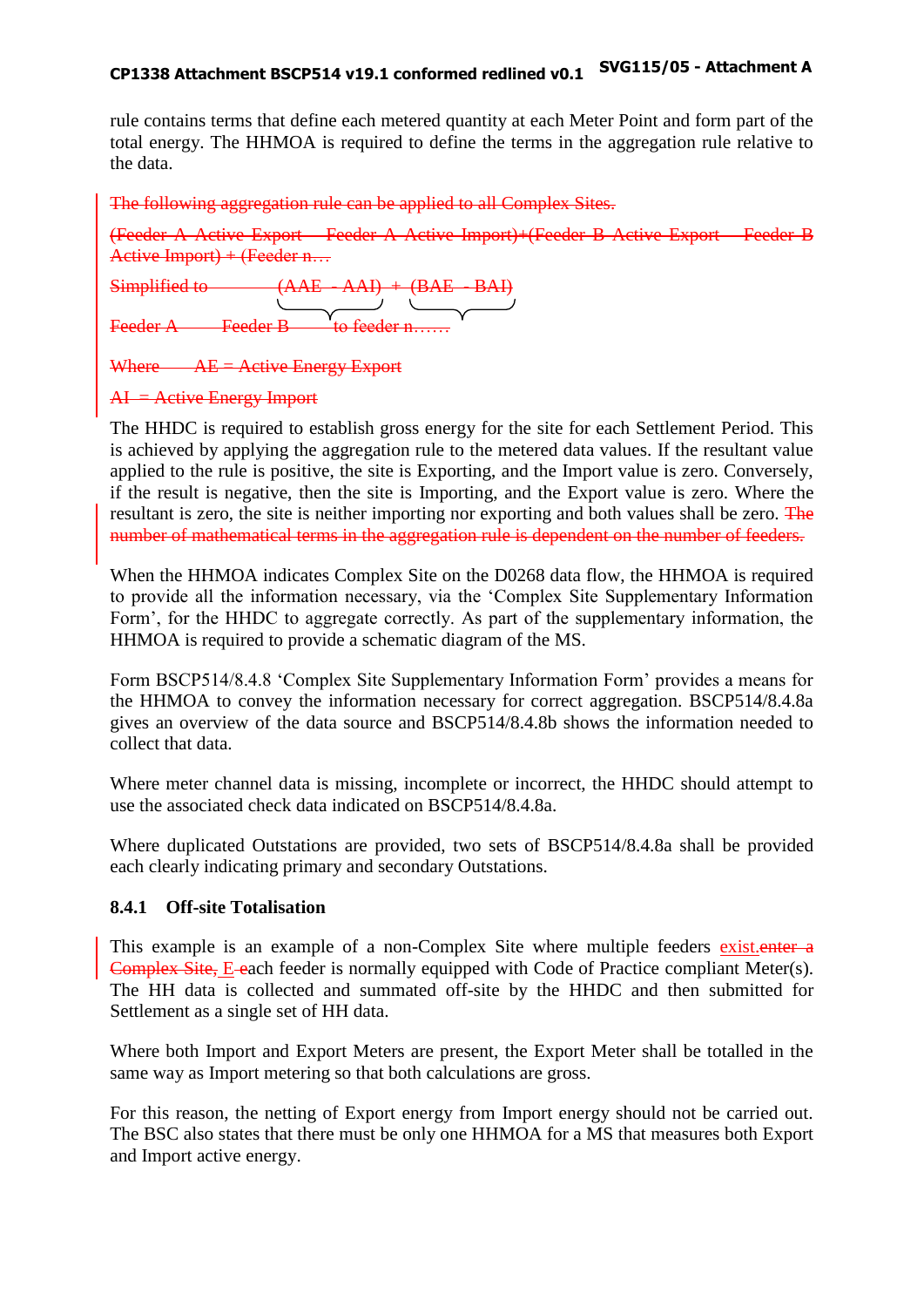rule contains terms that define each metered quantity at each Meter Point and form part of the total energy. The HHMOA is required to define the terms in the aggregation rule relative to the data.

~~The following aggregation rule can be applied to all Complex Sites.~~

~~(Feeder A Active Export – Feeder A Active Import)+(Feeder B Active Export – Feeder B Active Import) + (Feeder n…~~

~~Simplified to (AAE - AAI) + (BAE - BAI)~~

~~Feeder A Feeder B to feeder n……~~

~~Where AE = Active Energy Export~~

~~AI = Active Energy Import~~

The HHDC is required to establish gross energy for the site for each Settlement Period. This is achieved by applying the aggregation rule to the metered data values. If the resultant value applied to the rule is positive, the site is Exporting, and the Import value is zero. Conversely, if the result is negative, then the site is Importing, and the Export value is zero. Where the resultant is zero, the site is neither importing nor exporting and both values shall be zero. ~~The number of mathematical terms in the aggregation rule is dependent on the number of feeders.~~

When the HHMOA indicates Complex Site on the D0268 data flow, the HHMOA is required to provide all the information necessary, via the 'Complex Site Supplementary Information Form', for the HHDC to aggregate correctly. As part of the supplementary information, the HHMOA is required to provide a schematic diagram of the MS.

Form BSCP514/8.4.8 'Complex Site Supplementary Information Form' provides a means for the HHMOA to convey the information necessary for correct aggregation. BSCP514/8.4.8a gives an overview of the data source and BSCP514/8.4.8b shows the information needed to collect that data.

Where meter channel data is missing, incomplete or incorrect, the HHDC should attempt to use the associated check data indicated on BSCP514/8.4.8a.

Where duplicated Outstations are provided, two sets of BSCP514/8.4.8a shall be provided each clearly indicating primary and secondary Outstations.

### 8.4.1 Off-site Totalisation

This example is an example of a non-Complex Site where multiple feeders exist.~~enter a Complex Site,~~ E ~~e~~ach feeder is normally equipped with Code of Practice compliant Meter(s). The HH data is collected and summated off-site by the HHDC and then submitted for Settlement as a single set of HH data.

Where both Import and Export Meters are present, the Export Meter shall be totalled in the same way as Import metering so that both calculations are gross.

For this reason, the netting of Export energy from Import energy should not be carried out. The BSC also states that there must be only one HHMOA for a MS that measures both Export and Import active energy.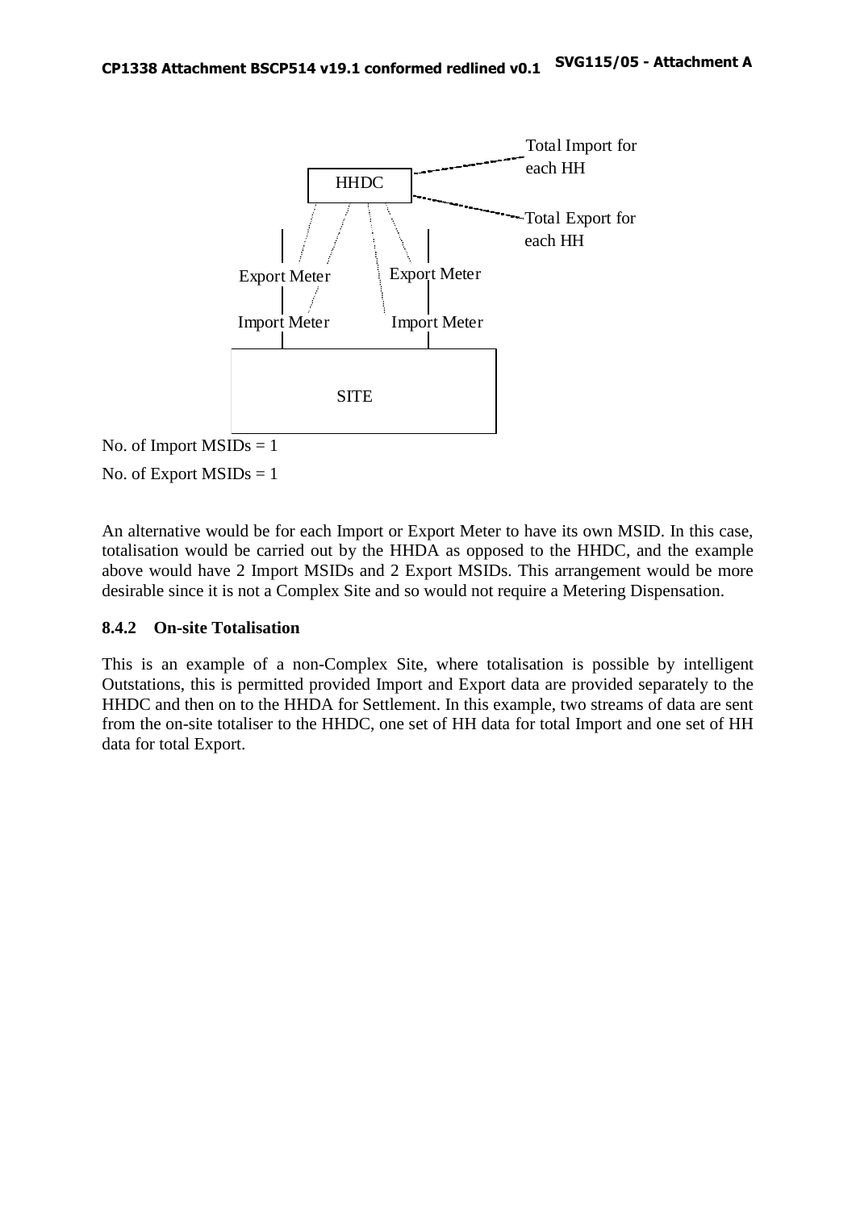HHDC

Total Import for each HH

Total Export for each HH

Export Meter

Export Meter

Import Meter

Import Meter

SITE

No. of Import MSIDs = 1

No. of Export MSIDs = 1

An alternative would be for each Import or Export Meter to have its own MSID. In this case, totalisation would be carried out by the HHDA as opposed to the HHDC, and the example above would have 2 Import MSIDs and 2 Export MSIDs. This arrangement would be more desirable since it is not a Complex Site and so would not require a Metering Dispensation.

### 8.4.2 On-site Totalisation

This is an example of a non-Complex Site, where totalisation is possible by intelligent Outstations, this is permitted provided Import and Export data are provided separately to the HHDC and then on to the HHDA for Settlement. In this example, two streams of data are sent from the on-site totaliser to the HHDC, one set of HH data for total Import and one set of HH data for total Export.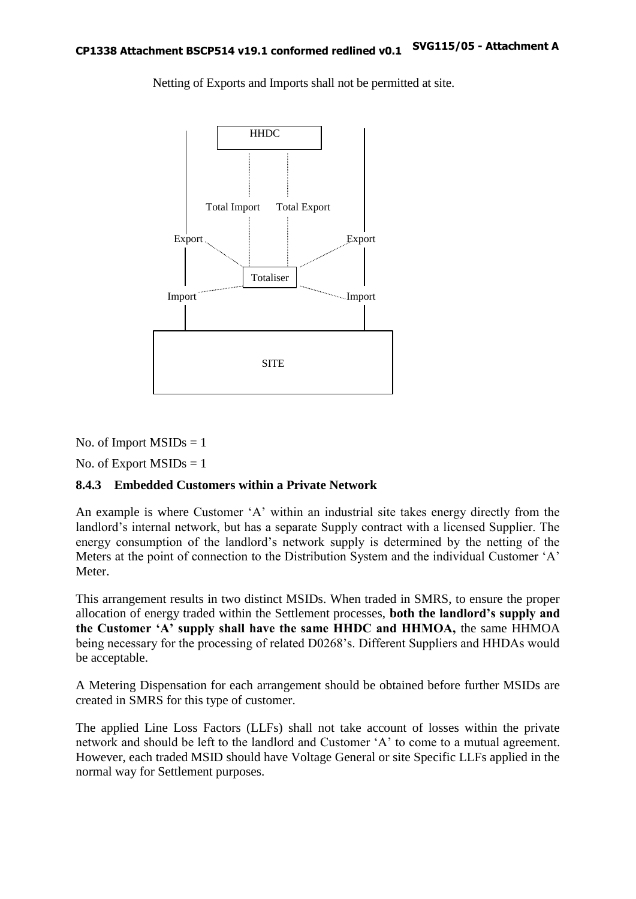Netting of Exports and Imports shall not be permitted at site.

No. of Import MSIDs = 1

No. of Export MSIDs = 1

### 8.4.3 Embedded Customers within a Private Network

An example is where Customer 'A' within an industrial site takes energy directly from the landlord's internal network, but has a separate Supply contract with a licensed Supplier. The energy consumption of the landlord's network supply is determined by the netting of the Meters at the point of connection to the Distribution System and the individual Customer 'A' Meter.

This arrangement results in two distinct MSIDs. When traded in SMRS, to ensure the proper allocation of energy traded within the Settlement processes, **both the landlord's supply and the Customer 'A' supply shall have the same HHDC and HHMOA,** the same HHMOA being necessary for the processing of related D0268's. Different Suppliers and HHDAs would be acceptable.

A Metering Dispensation for each arrangement should be obtained before further MSIDs are created in SMRS for this type of customer.

The applied Line Loss Factors (LLFs) shall not take account of losses within the private network and should be left to the landlord and Customer 'A' to come to a mutual agreement. However, each traded MSID should have Voltage General or site Specific LLFs applied in the normal way for Settlement purposes.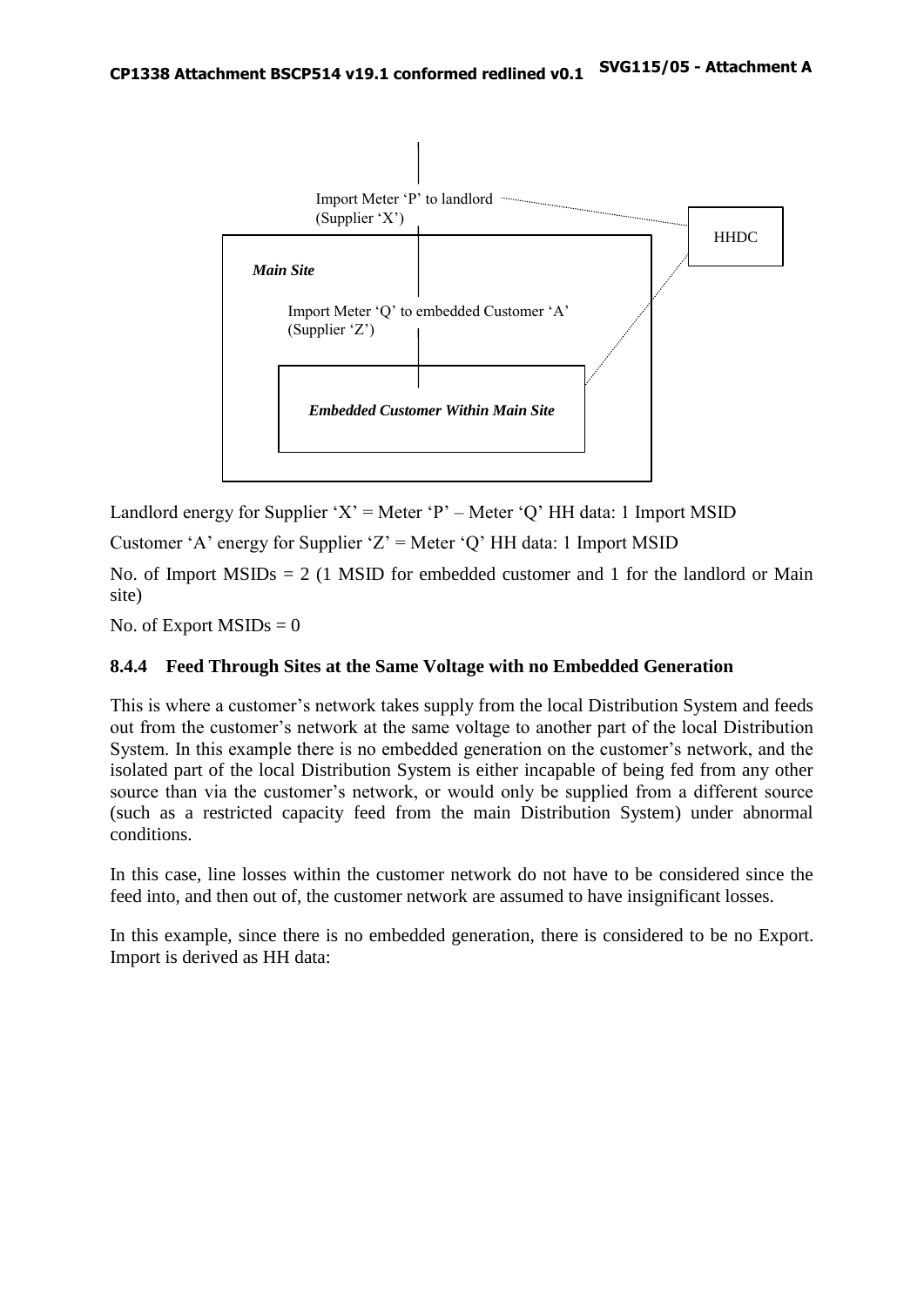Import Meter 'P' to landlord (Supplier 'X')

HHDC

*Main Site*

Import Meter 'Q' to embedded Customer 'A' (Supplier 'Z')

***Embedded Customer Within Main Site***

Landlord energy for Supplier 'X' = Meter 'P' – Meter 'Q' HH data: 1 Import MSID

Customer 'A' energy for Supplier 'Z' = Meter 'Q' HH data: 1 Import MSID

No. of Import MSIDs = 2 (1 MSID for embedded customer and 1 for the landlord or Main site)

No. of Export MSIDs = 0

### 8.4.4 Feed Through Sites at the Same Voltage with no Embedded Generation

This is where a customer's network takes supply from the local Distribution System and feeds out from the customer's network at the same voltage to another part of the local Distribution System. In this example there is no embedded generation on the customer's network, and the isolated part of the local Distribution System is either incapable of being fed from any other source than via the customer's network, or would only be supplied from a different source (such as a restricted capacity feed from the main Distribution System) under abnormal conditions.

In this case, line losses within the customer network do not have to be considered since the feed into, and then out of, the customer network are assumed to have insignificant losses.

In this example, since there is no embedded generation, there is considered to be no Export. Import is derived as HH data: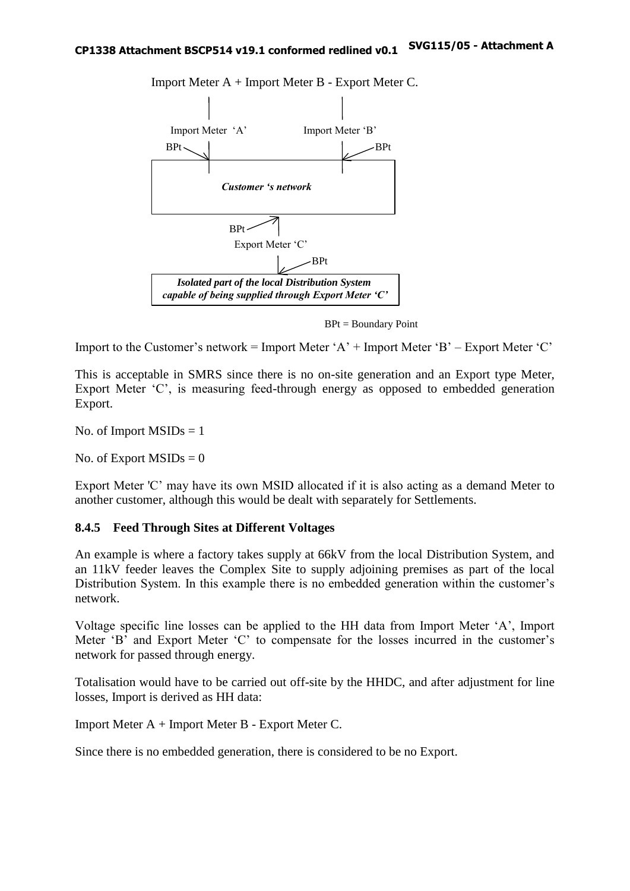Import Meter A + Import Meter B - Export Meter C.

Import Meter 'A' Import Meter 'B'

BPt BPt

*Customer 's network*

BPt

Export Meter 'C'

BPt

***Isolated part of the local Distribution System capable of being supplied through Export Meter 'C'***

BPt = Boundary Point

Import to the Customer's network = Import Meter 'A' + Import Meter 'B' – Export Meter 'C'

This is acceptable in SMRS since there is no on-site generation and an Export type Meter, Export Meter 'C', is measuring feed-through energy as opposed to embedded generation Export.

No. of Import MSIDs = 1

No. of Export MSIDs = 0

Export Meter 'C' may have its own MSID allocated if it is also acting as a demand Meter to another customer, although this would be dealt with separately for Settlements.

### 8.4.5 Feed Through Sites at Different Voltages

An example is where a factory takes supply at 66kV from the local Distribution System, and an 11kV feeder leaves the Complex Site to supply adjoining premises as part of the local Distribution System. In this example there is no embedded generation within the customer's network.

Voltage specific line losses can be applied to the HH data from Import Meter 'A', Import Meter 'B' and Export Meter 'C' to compensate for the losses incurred in the customer's network for passed through energy.

Totalisation would have to be carried out off-site by the HHDC, and after adjustment for line losses, Import is derived as HH data:

Import Meter A + Import Meter B - Export Meter C.

Since there is no embedded generation, there is considered to be no Export.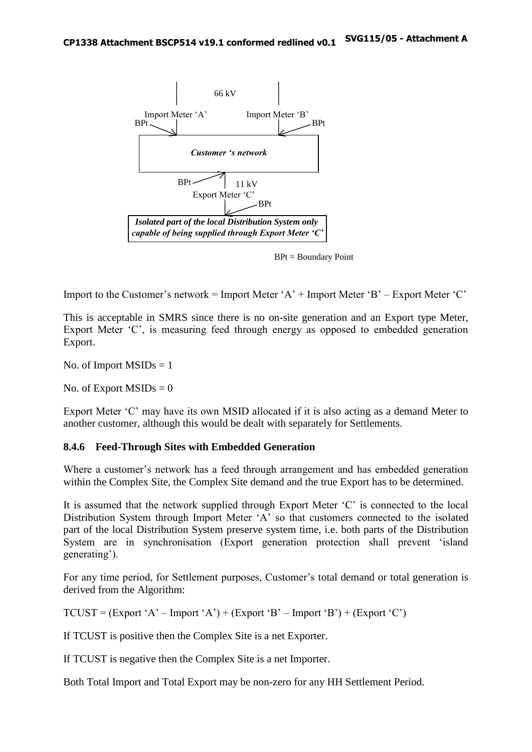66 kV

Import Meter 'A' Import Meter 'B'

BPt BPt

*Customer 's network*

BPt 11 kV

Export Meter 'C'

BPt

*Isolated part of the local Distribution System only capable of being supplied through Export Meter 'C'*

BPt = Boundary Point

Import to the Customer's network = Import Meter 'A' + Import Meter 'B' – Export Meter 'C'

This is acceptable in SMRS since there is no on-site generation and an Export type Meter, Export Meter 'C', is measuring feed through energy as opposed to embedded generation Export.

No. of Import MSIDs = 1

No. of Export MSIDs = 0

Export Meter 'C' may have its own MSID allocated if it is also acting as a demand Meter to another customer, although this would be dealt with separately for Settlements.

### 8.4.6 Feed-Through Sites with Embedded Generation

Where a customer's network has a feed through arrangement and has embedded generation within the Complex Site, the Complex Site demand and the true Export has to be determined.

It is assumed that the network supplied through Export Meter 'C' is connected to the local Distribution System through Import Meter 'A' so that customers connected to the isolated part of the local Distribution System preserve system time, i.e. both parts of the Distribution System are in synchronisation (Export generation protection shall prevent 'island generating').

For any time period, for Settlement purposes, Customer's total demand or total generation is derived from the Algorithm:

TCUST = (Export 'A' – Import 'A') + (Export 'B' – Import 'B') + (Export 'C')

If TCUST is positive then the Complex Site is a net Exporter.

If TCUST is negative then the Complex Site is a net Importer.

Both Total Import and Total Export may be non-zero for any HH Settlement Period.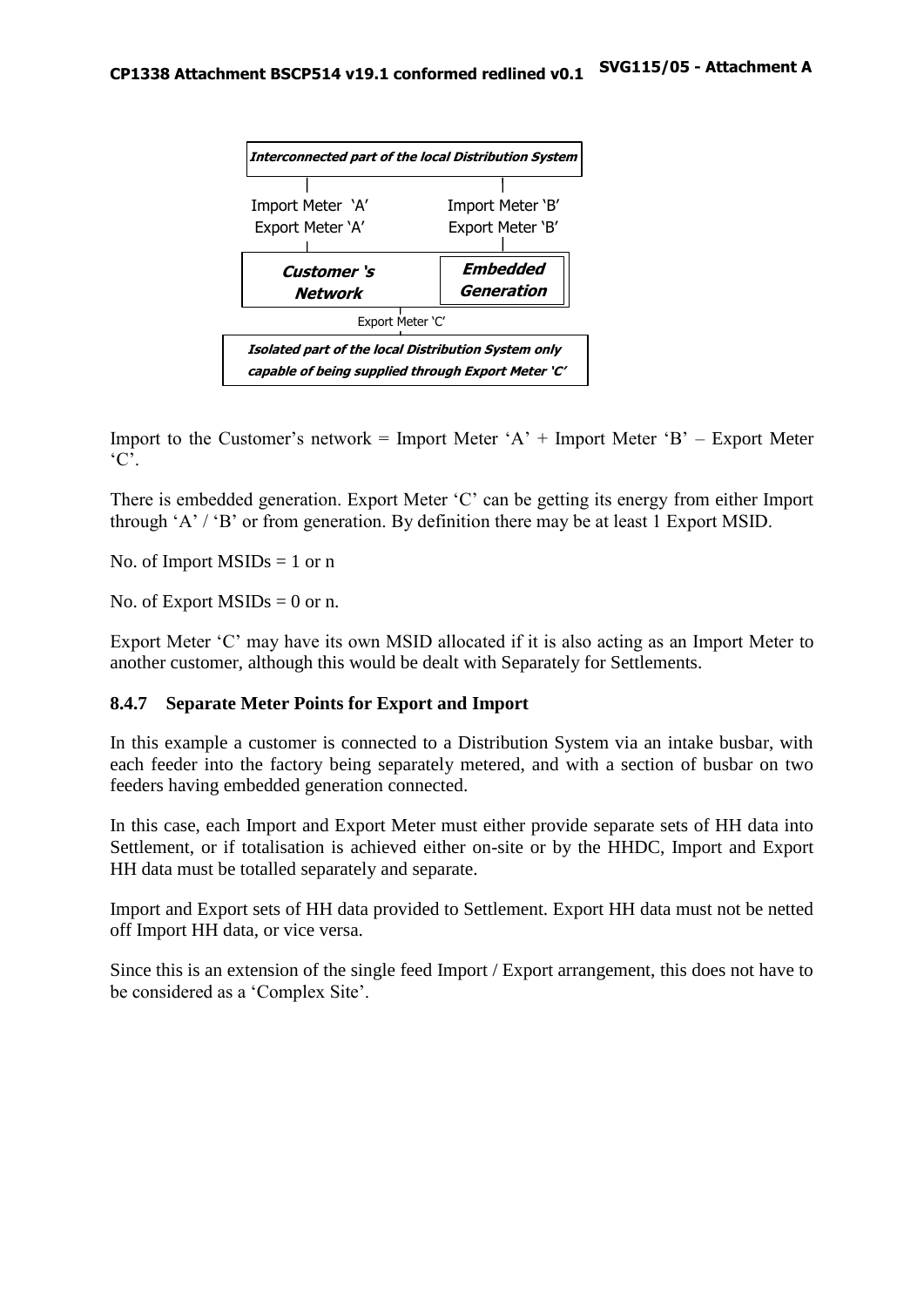**Interconnected part of the local Distribution System**

Import Meter 'A'
Export Meter 'A'

Import Meter 'B'
Export Meter 'B'

**Customer 's Network**

**Embedded Generation**

Export Meter 'C'

**Isolated part of the local Distribution System only capable of being supplied through Export Meter 'C'**

Import to the Customer's network = Import Meter 'A' + Import Meter 'B' – Export Meter 'C'.

There is embedded generation. Export Meter 'C' can be getting its energy from either Import through 'A' / 'B' or from generation. By definition there may be at least 1 Export MSID.

No. of Import MSIDs = 1 or n

No. of Export MSIDs = 0 or n.

Export Meter 'C' may have its own MSID allocated if it is also acting as an Import Meter to another customer, although this would be dealt with Separately for Settlements.

### 8.4.7 Separate Meter Points for Export and Import

In this example a customer is connected to a Distribution System via an intake busbar, with each feeder into the factory being separately metered, and with a section of busbar on two feeders having embedded generation connected.

In this case, each Import and Export Meter must either provide separate sets of HH data into Settlement, or if totalisation is achieved either on-site or by the HHDC, Import and Export HH data must be totalled separately and separate.

Import and Export sets of HH data provided to Settlement. Export HH data must not be netted off Import HH data, or vice versa.

Since this is an extension of the single feed Import / Export arrangement, this does not have to be considered as a 'Complex Site'.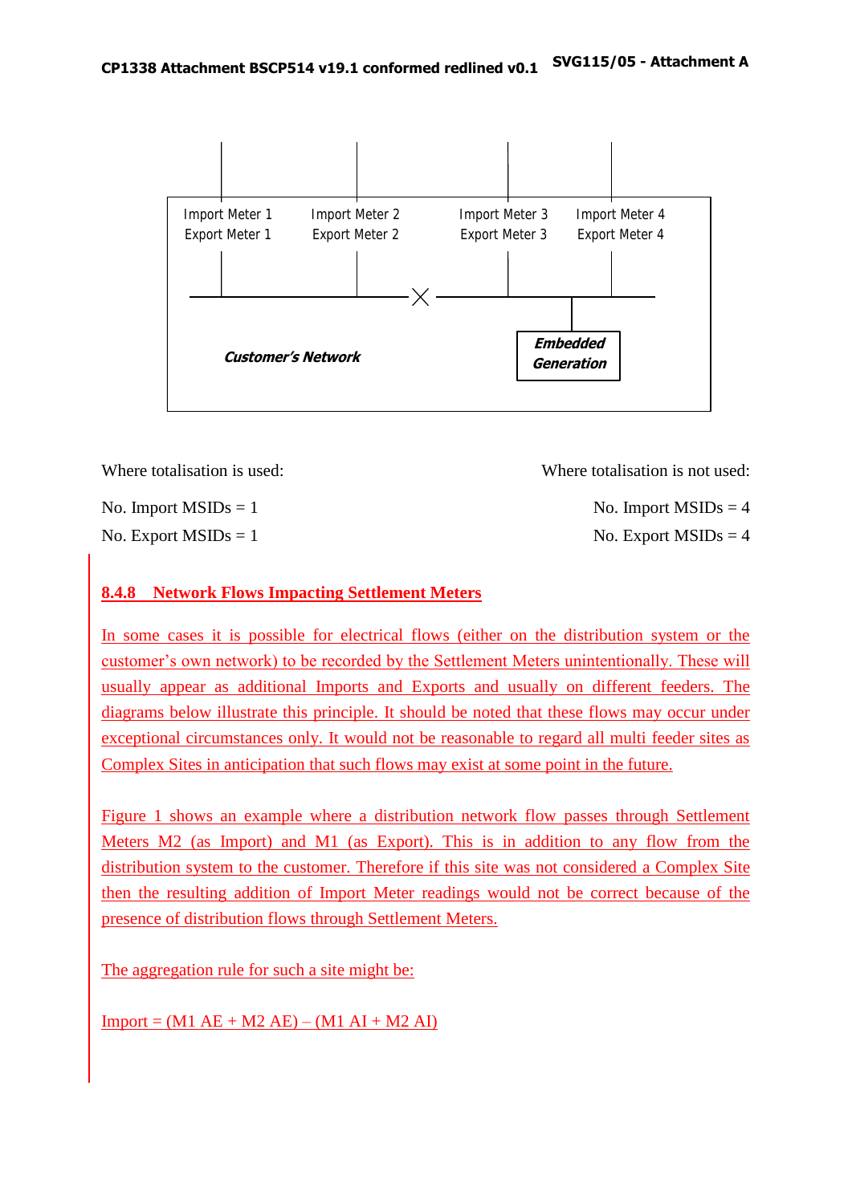Import Meter 1 Export Meter 1 | Import Meter 2 Export Meter 2 | Import Meter 3 Export Meter 3 | Import Meter 4 Export Meter 4

***Customer's Network***

***Embedded Generation***

Where totalisation is used:

No. Import MSIDs = 1

No. Export MSIDs = 1

Where totalisation is not used:

No. Import MSIDs = 4

No. Export MSIDs = 4

### 8.4.8 Network Flows Impacting Settlement Meters

In some cases it is possible for electrical flows (either on the distribution system or the customer's own network) to be recorded by the Settlement Meters unintentionally. These will usually appear as additional Imports and Exports and usually on different feeders. The diagrams below illustrate this principle. It should be noted that these flows may occur under exceptional circumstances only. It would not be reasonable to regard all multi feeder sites as Complex Sites in anticipation that such flows may exist at some point in the future.

Figure 1 shows an example where a distribution network flow passes through Settlement Meters M2 (as Import) and M1 (as Export). This is in addition to any flow from the distribution system to the customer. Therefore if this site was not considered a Complex Site then the resulting addition of Import Meter readings would not be correct because of the presence of distribution flows through Settlement Meters.

The aggregation rule for such a site might be:

Import = (M1 AE + M2 AE) – (M1 AI + M2 AI)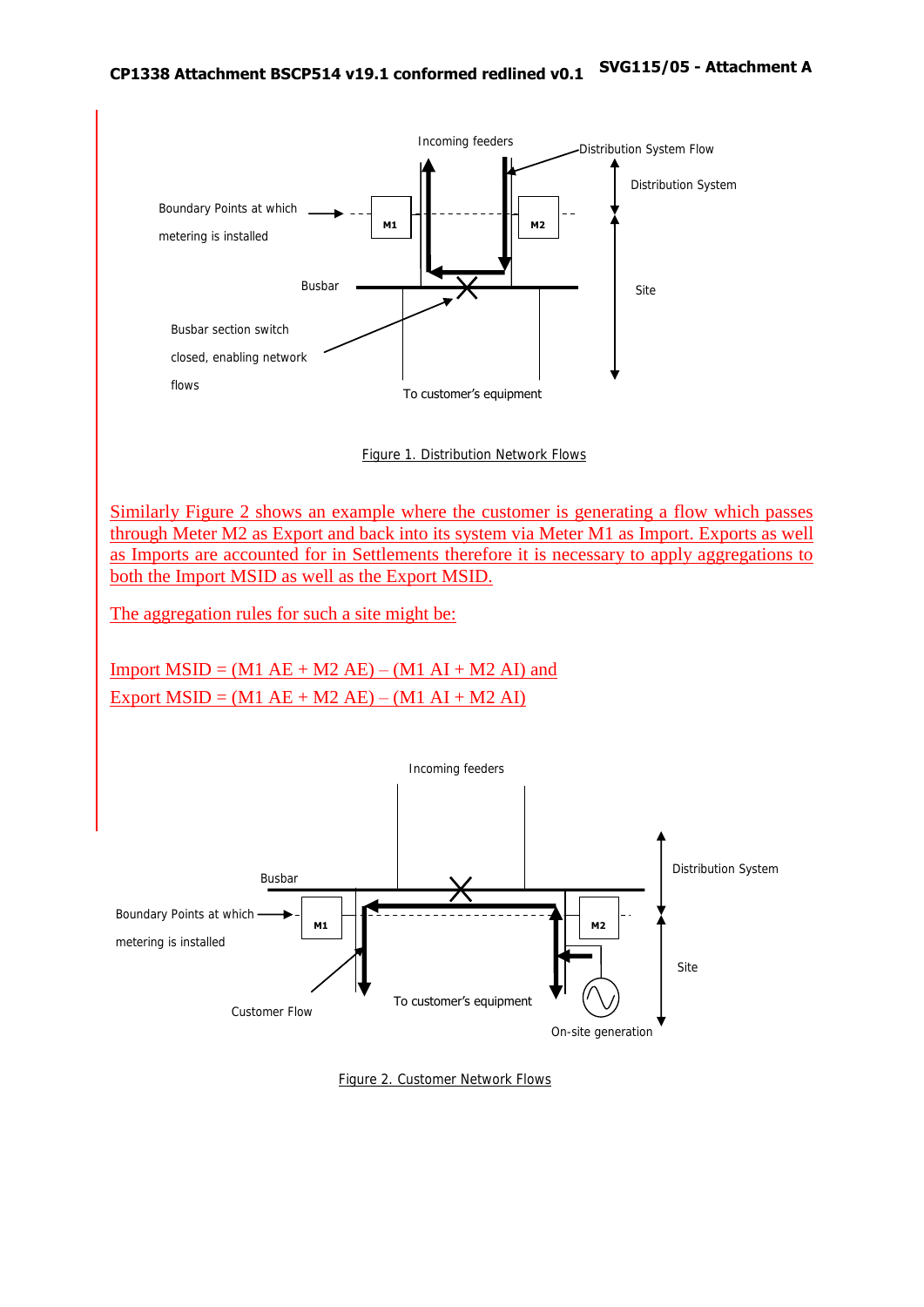Figure 1. Distribution Network Flows

Similarly Figure 2 shows an example where the customer is generating a flow which passes through Meter M2 as Export and back into its system via Meter M1 as Import. Exports as well as Imports are accounted for in Settlements therefore it is necessary to apply aggregations to both the Import MSID as well as the Export MSID.

The aggregation rules for such a site might be:

Import MSID = (M1 AE + M2 AE) – (M1 AI + M2 AI) and
Export MSID = (M1 AE + M2 AE) – (M1 AI + M2 AI)

Figure 2. Customer Network Flows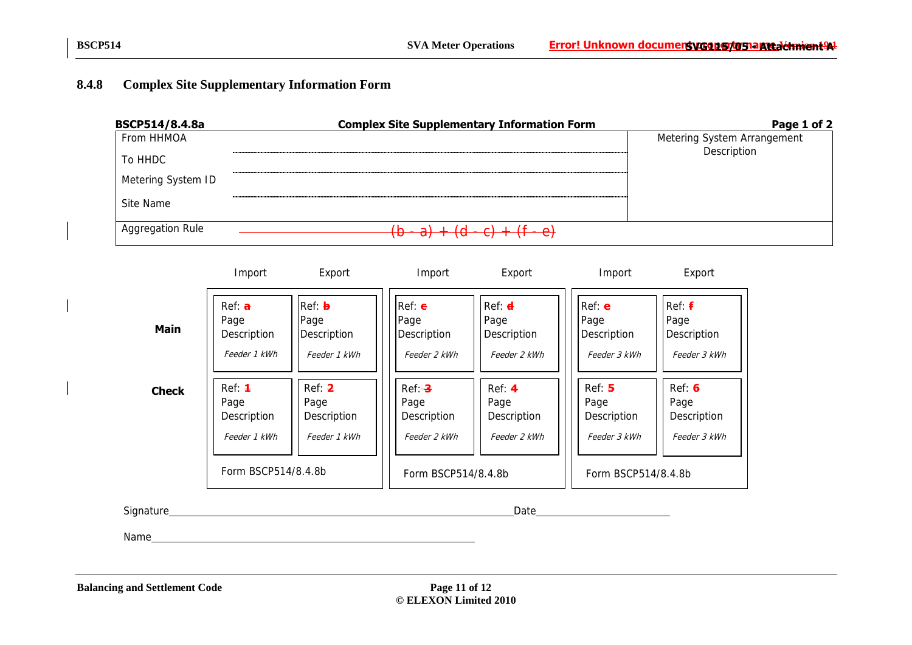### 8.4.8 Complex Site Supplementary Information Form

| BSCP514/8.4.8a | Complex Site Supplementary Information Form | Page 1 of 2 |
|---|---|---|
| From HHMOA | | Metering System Arrangement Description |
| To HHDC | | |
| Metering System ID | | |
| Site Name | | |
| Aggregation Rule | (b - a) + (d - c) + (f - e) | |

| | Import | Export | Import | Export | Import | Export |
|---|---|---|---|---|---|---|
| **Main** | Ref: a<br>Page<br>Description<br>*Feeder 1 kWh* | Ref: b<br>Page<br>Description<br>*Feeder 1 kWh* | Ref: c<br>Page<br>Description<br>*Feeder 2 kWh* | Ref: d<br>Page<br>Description<br>*Feeder 2 kWh* | Ref: e<br>Page<br>Description<br>*Feeder 3 kWh* | Ref: f<br>Page<br>Description<br>*Feeder 3 kWh* |
| **Check** | Ref: 1<br>Page<br>Description<br>*Feeder 1 kWh* | Ref: 2<br>Page<br>Description<br>*Feeder 1 kWh* | Ref: 3<br>Page<br>Description<br>*Feeder 2 kWh* | Ref: 4<br>Page<br>Description<br>*Feeder 2 kWh* | Ref: 5<br>Page<br>Description<br>*Feeder 3 kWh* | Ref: 6<br>Page<br>Description<br>*Feeder 3 kWh* |
| | Form BSCP514/8.4.8b | | Form BSCP514/8.4.8b | | Form BSCP514/8.4.8b | |

Signature\_\_\_\_\_\_\_\_\_\_\_\_\_\_\_\_\_\_\_\_\_\_\_\_\_\_\_\_\_\_ Date\_\_\_\_\_\_\_\_\_\_\_\_\_\_\_\_

Name\_\_\_\_\_\_\_\_\_\_\_\_\_\_\_\_\_\_\_\_\_\_\_\_\_\_\_\_\_\_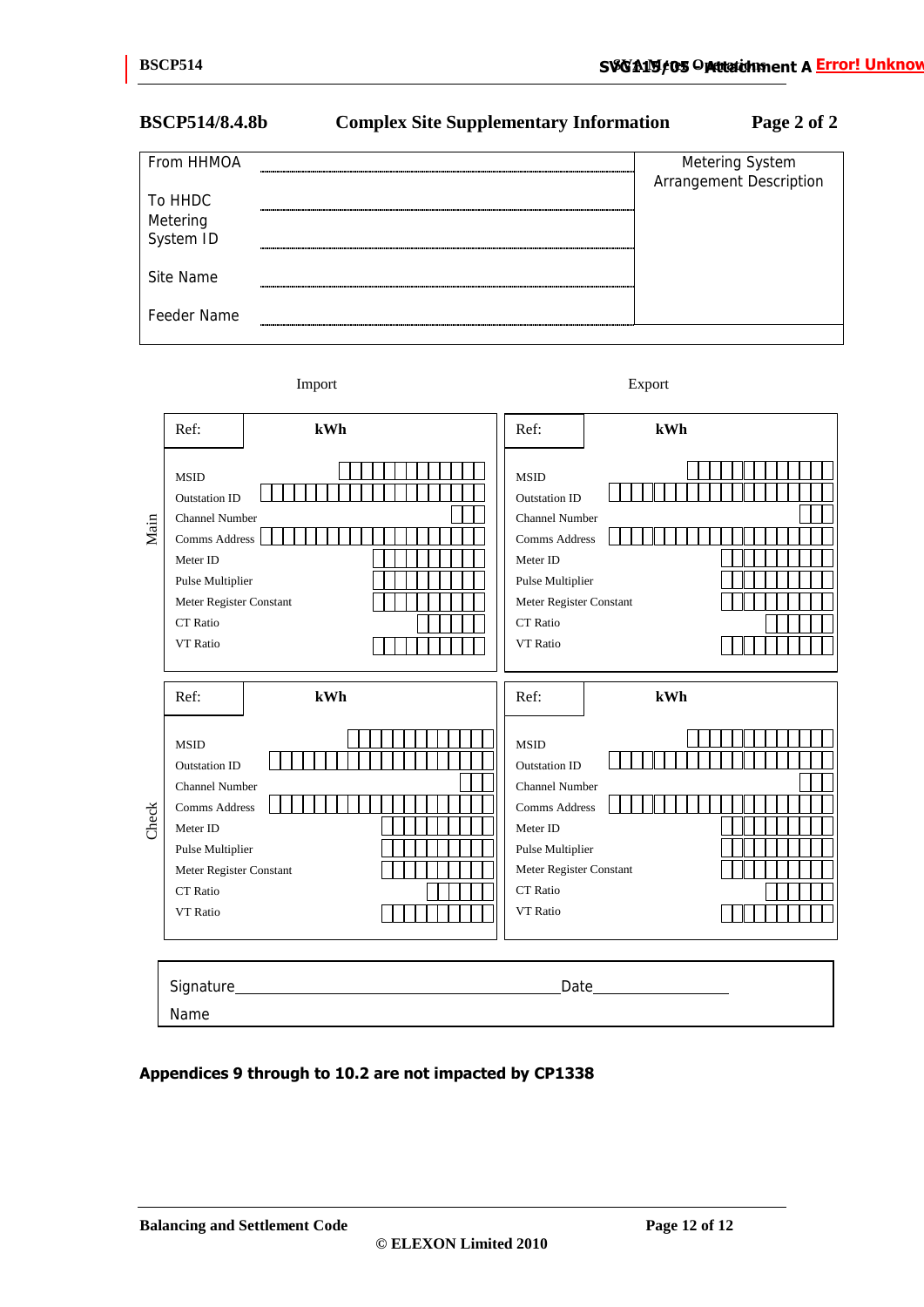**BSCP514/8.4.8b Complex Site Supplementary Information Page 2 of 2**

| | | Metering System Arrangement Description |
|---|---|---|
| From HHMOA | | |
| To HHDC | | |
| Metering System ID | | |
| Site Name | | |
| Feeder Name | | |

**Main**

| Import | | Export | |
|---|---|---|---|
| Ref: | **kWh** | Ref: | **kWh** |
| MSID | | MSID | |
| Outstation ID | | Outstation ID | |
| Channel Number | | Channel Number | |
| Comms Address | | Comms Address | |
| Meter ID | | Meter ID | |
| Pulse Multiplier | | Pulse Multiplier | |
| Meter Register Constant | | Meter Register Constant | |
| CT Ratio | | CT Ratio | |
| VT Ratio | | VT Ratio | |

**Check**

| Import | | Export | |
|---|---|---|---|
| Ref: | **kWh** | Ref: | **kWh** |
| MSID | | MSID | |
| Outstation ID | | Outstation ID | |
| Channel Number | | Channel Number | |
| Comms Address | | Comms Address | |
| Meter ID | | Meter ID | |
| Pulse Multiplier | | Pulse Multiplier | |
| Meter Register Constant | | Meter Register Constant | |
| CT Ratio | | CT Ratio | |
| VT Ratio | | VT Ratio | |

Signature\_\_\_\_\_\_\_\_\_\_\_\_\_\_\_\_\_\_\_\_\_\_\_\_\_\_\_\_\_\_ Date\_\_\_\_\_\_\_\_\_\_\_\_\_\_

Name

**Appendices 9 through to 10.2 are not impacted by CP1338**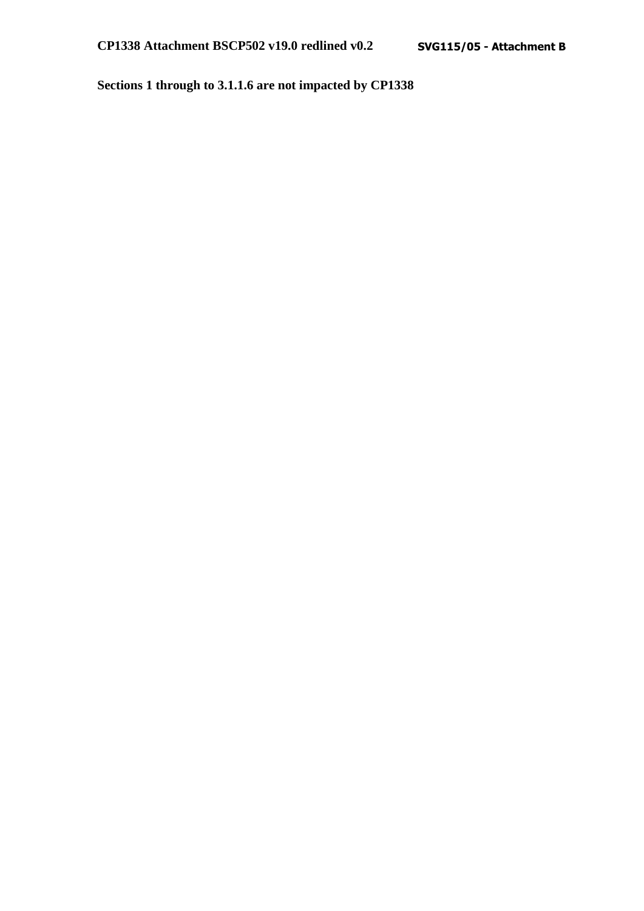**Sections 1 through to 3.1.1.6 are not impacted by CP1338**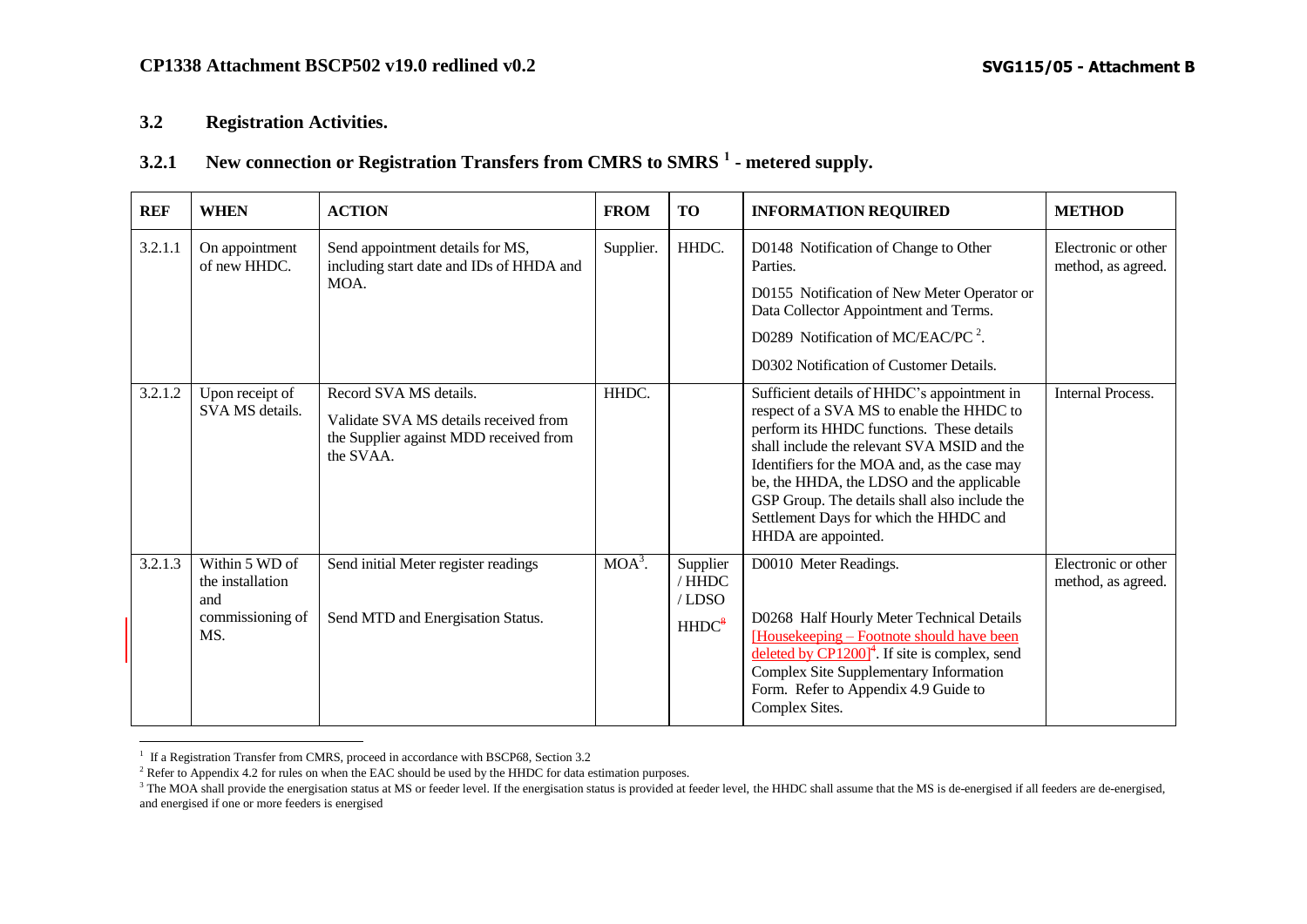## 3.2 Registration Activities.

### 3.2.1 New connection or Registration Transfers from CMRS to SMRS [1] - metered supply.

| REF | WHEN | ACTION | FROM | TO | INFORMATION REQUIRED | METHOD |
|---|---|---|---|---|---|---|
| 3.2.1.1 | On appointment of new HHDC. | Send appointment details for MS, including start date and IDs of HHDA and MOA. | Supplier. | HHDC. | D0148 Notification of Change to Other Parties.<br>D0155 Notification of New Meter Operator or Data Collector Appointment and Terms.<br>D0289 Notification of MC/EAC/PC [2].<br>D0302 Notification of Customer Details. | Electronic or other method, as agreed. |
| 3.2.1.2 | Upon receipt of SVA MS details. | Record SVA MS details.<br>Validate SVA MS details received from the Supplier against MDD received from the SVAA. | HHDC. | | Sufficient details of HHDC's appointment in respect of a SVA MS to enable the HHDC to perform its HHDC functions. These details shall include the relevant SVA MSID and the Identifiers for the MOA and, as the case may be, the HHDA, the LDSO and the applicable GSP Group. The details shall also include the Settlement Days for which the HHDC and HHDA are appointed. | Internal Process. |
| 3.2.1.3 | Within 5 WD of the installation and commissioning of MS. | Send initial Meter register readings<br><br>Send MTD and Energisation Status. | MOA[3]. | Supplier / HHDC / LDSO<br><br>HHDC~~8~~ | D0010 Meter Readings.<br><br>D0268 Half Hourly Meter Technical Details [Housekeeping – Footnote should have been deleted by CP1200][4]. If site is complex, send Complex Site Supplementary Information Form. Refer to Appendix 4.9 Guide to Complex Sites. | Electronic or other method, as agreed. |

[1] If a Registration Transfer from CMRS, proceed in accordance with BSCP68, Section 3.2

[2] Refer to Appendix 4.2 for rules on when the EAC should be used by the HHDC for data estimation purposes.

[3] The MOA shall provide the energisation status at MS or feeder level. If the energisation status is provided at feeder level, the HHDC shall assume that the MS is de-energised if all feeders are de-energised, and energised if one or more feeders is energised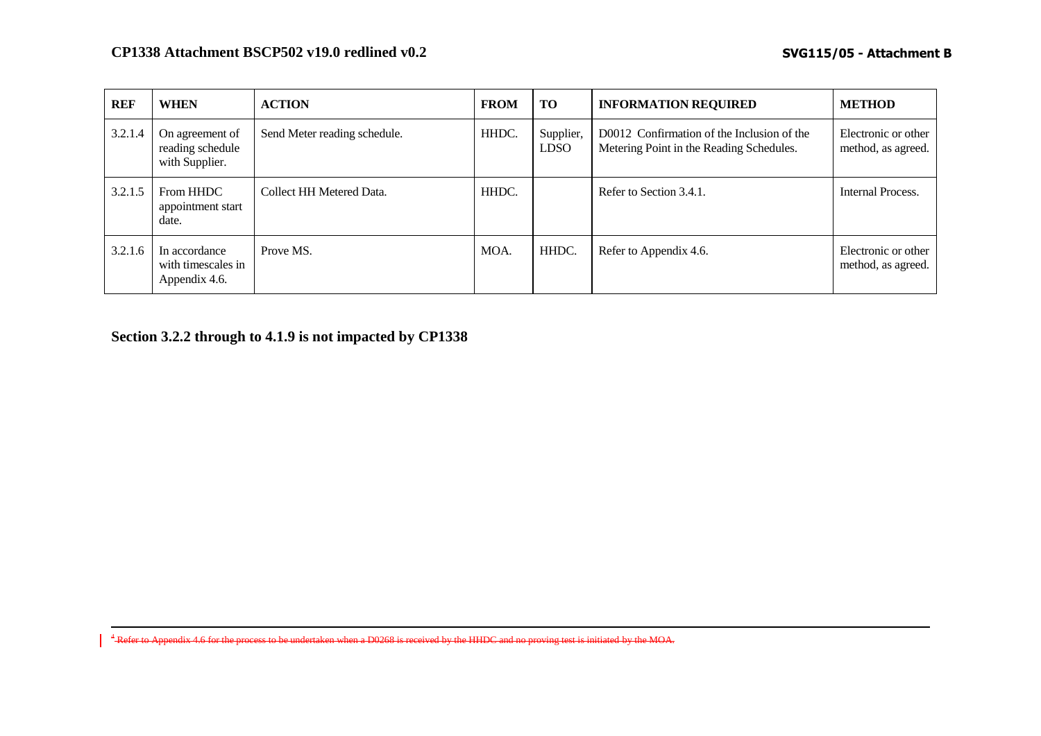| REF | WHEN | ACTION | FROM | TO | INFORMATION REQUIRED | METHOD |
| --- | --- | --- | --- | --- | --- | --- |
| 3.2.1.4 | On agreement of reading schedule with Supplier. | Send Meter reading schedule. | HHDC. | Supplier, LDSO | D0012 Confirmation of the Inclusion of the Metering Point in the Reading Schedules. | Electronic or other method, as agreed. |
| 3.2.1.5 | From HHDC appointment start date. | Collect HH Metered Data. | HHDC. | | Refer to Section 3.4.1. | Internal Process. |
| 3.2.1.6 | In accordance with timescales in Appendix 4.6. | Prove MS. | MOA. | HHDC. | Refer to Appendix 4.6. | Electronic or other method, as agreed. |

**Section 3.2.2 through to 4.1.9 is not impacted by CP1338**

[4] ~~Refer to Appendix 4.6 for the process to be undertaken when a D0268 is received by the HHDC and no proving test is initiated by the MOA.~~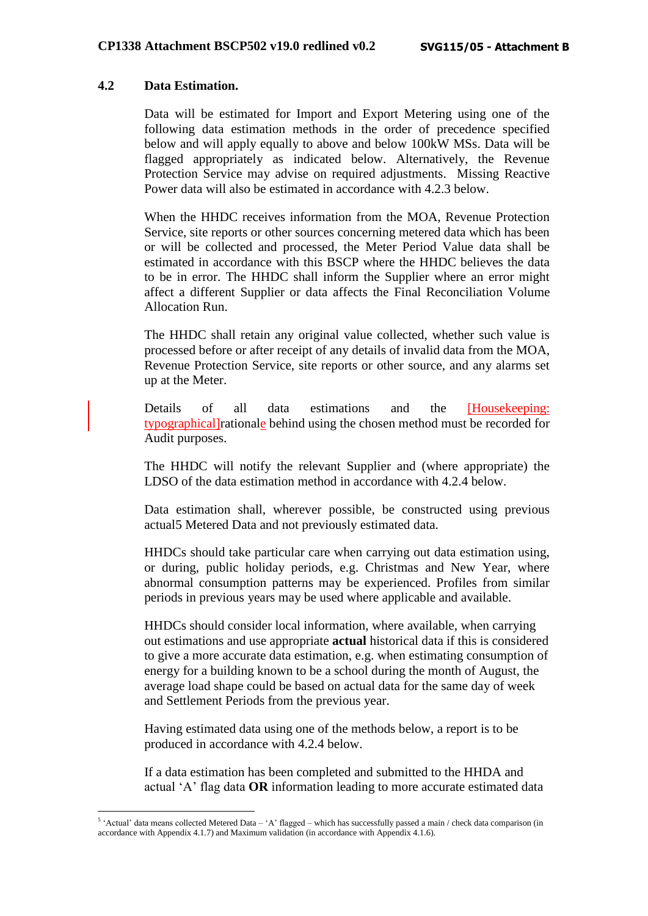## 4.2 Data Estimation.

Data will be estimated for Import and Export Metering using one of the following data estimation methods in the order of precedence specified below and will apply equally to above and below 100kW MSs. Data will be flagged appropriately as indicated below. Alternatively, the Revenue Protection Service may advise on required adjustments. Missing Reactive Power data will also be estimated in accordance with 4.2.3 below.

When the HHDC receives information from the MOA, Revenue Protection Service, site reports or other sources concerning metered data which has been or will be collected and processed, the Meter Period Value data shall be estimated in accordance with this BSCP where the HHDC believes the data to be in error. The HHDC shall inform the Supplier where an error might affect a different Supplier or data affects the Final Reconciliation Volume Allocation Run.

The HHDC shall retain any original value collected, whether such value is processed before or after receipt of any details of invalid data from the MOA, Revenue Protection Service, site reports or other source, and any alarms set up at the Meter.

Details of all data estimations and the [Housekeeping: typographical]rationale behind using the chosen method must be recorded for Audit purposes.

The HHDC will notify the relevant Supplier and (where appropriate) the LDSO of the data estimation method in accordance with 4.2.4 below.

Data estimation shall, wherever possible, be constructed using previous actual[5] Metered Data and not previously estimated data.

HHDCs should take particular care when carrying out data estimation using, or during, public holiday periods, e.g. Christmas and New Year, where abnormal consumption patterns may be experienced. Profiles from similar periods in previous years may be used where applicable and available.

HHDCs should consider local information, where available, when carrying out estimations and use appropriate **actual** historical data if this is considered to give a more accurate data estimation, e.g. when estimating consumption of energy for a building known to be a school during the month of August, the average load shape could be based on actual data for the same day of week and Settlement Periods from the previous year.

Having estimated data using one of the methods below, a report is to be produced in accordance with 4.2.4 below.

If a data estimation has been completed and submitted to the HHDA and actual 'A' flag data **OR** information leading to more accurate estimated data

[5] 'Actual' data means collected Metered Data – 'A' flagged – which has successfully passed a main / check data comparison (in accordance with Appendix 4.1.7) and Maximum validation (in accordance with Appendix 4.1.6).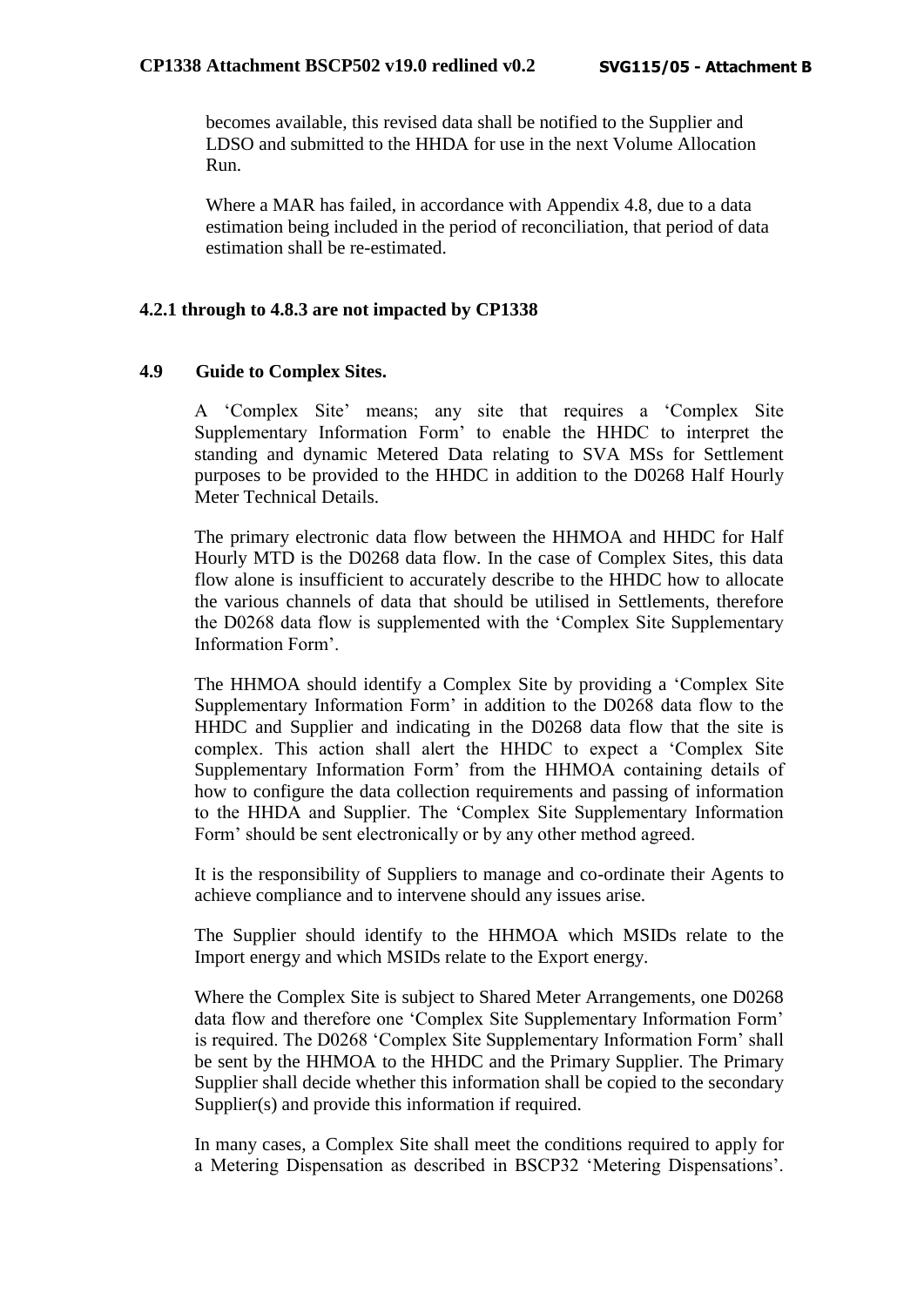becomes available, this revised data shall be notified to the Supplier and LDSO and submitted to the HHDA for use in the next Volume Allocation Run.

Where a MAR has failed, in accordance with Appendix 4.8, due to a data estimation being included in the period of reconciliation, that period of data estimation shall be re-estimated.

**4.2.1 through to 4.8.3 are not impacted by CP1338**

## 4.9 Guide to Complex Sites.

A 'Complex Site' means; any site that requires a 'Complex Site Supplementary Information Form' to enable the HHDC to interpret the standing and dynamic Metered Data relating to SVA MSs for Settlement purposes to be provided to the HHDC in addition to the D0268 Half Hourly Meter Technical Details.

The primary electronic data flow between the HHMOA and HHDC for Half Hourly MTD is the D0268 data flow. In the case of Complex Sites, this data flow alone is insufficient to accurately describe to the HHDC how to allocate the various channels of data that should be utilised in Settlements, therefore the D0268 data flow is supplemented with the 'Complex Site Supplementary Information Form'.

The HHMOA should identify a Complex Site by providing a 'Complex Site Supplementary Information Form' in addition to the D0268 data flow to the HHDC and Supplier and indicating in the D0268 data flow that the site is complex. This action shall alert the HHDC to expect a 'Complex Site Supplementary Information Form' from the HHMOA containing details of how to configure the data collection requirements and passing of information to the HHDA and Supplier. The 'Complex Site Supplementary Information Form' should be sent electronically or by any other method agreed.

It is the responsibility of Suppliers to manage and co-ordinate their Agents to achieve compliance and to intervene should any issues arise.

The Supplier should identify to the HHMOA which MSIDs relate to the Import energy and which MSIDs relate to the Export energy.

Where the Complex Site is subject to Shared Meter Arrangements, one D0268 data flow and therefore one 'Complex Site Supplementary Information Form' is required. The D0268 'Complex Site Supplementary Information Form' shall be sent by the HHMOA to the HHDC and the Primary Supplier. The Primary Supplier shall decide whether this information shall be copied to the secondary Supplier(s) and provide this information if required.

In many cases, a Complex Site shall meet the conditions required to apply for a Metering Dispensation as described in BSCP32 'Metering Dispensations'.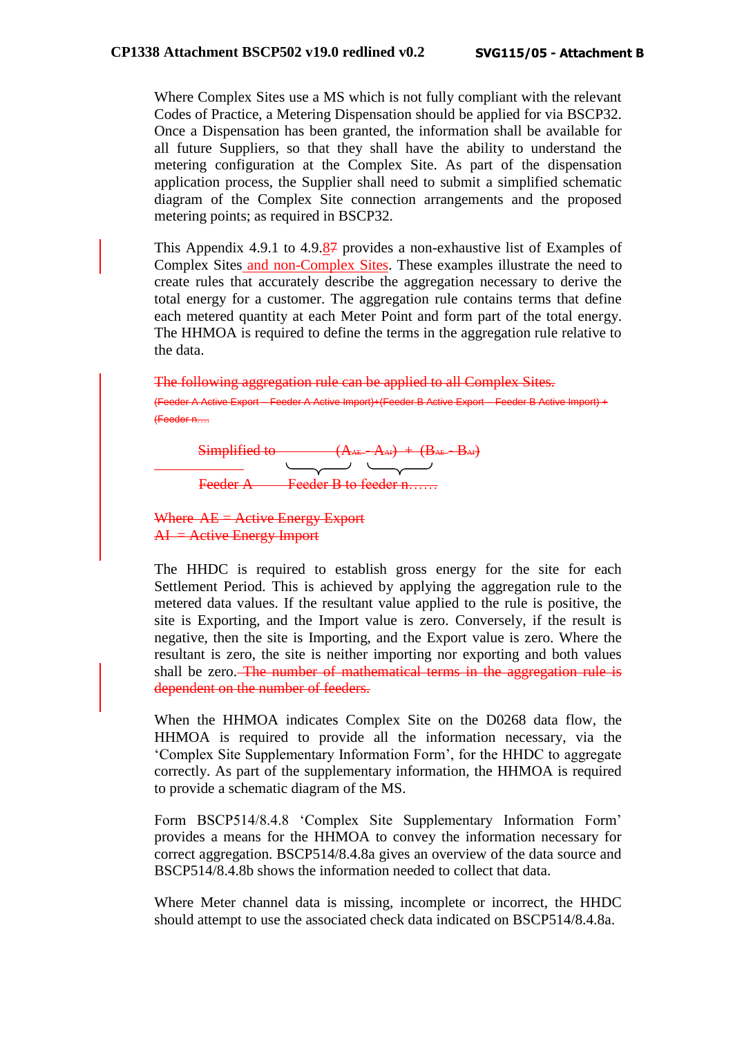Where Complex Sites use a MS which is not fully compliant with the relevant Codes of Practice, a Metering Dispensation should be applied for via BSCP32. Once a Dispensation has been granted, the information shall be available for all future Suppliers, so that they shall have the ability to understand the metering configuration at the Complex Site. As part of the dispensation application process, the Supplier shall need to submit a simplified schematic diagram of the Complex Site connection arrangements and the proposed metering points; as required in BSCP32.

This Appendix 4.9.1 to 4.9.~~7~~8 provides a non-exhaustive list of Examples of Complex Sites and non-Complex Sites. These examples illustrate the need to create rules that accurately describe the aggregation necessary to derive the total energy for a customer. The aggregation rule contains terms that define each metered quantity at each Meter Point and form part of the total energy. The HHMOA is required to define the terms in the aggregation rule relative to the data.

~~The following aggregation rule can be applied to all Complex Sites.~~

~~(Feeder A Active Export – Feeder A Active Import)+(Feeder B Active Export – Feeder B Active Import) + (Feeder n….~~

~~Simplified to $(A_{AE} - A_{AI}) + (B_{AE} - B_{AI})$~~

~~Feeder A — Feeder B to feeder n……~~

~~Where AE = Active Energy Export~~
~~AI = Active Energy Import~~

The HHDC is required to establish gross energy for the site for each Settlement Period. This is achieved by applying the aggregation rule to the metered data values. If the resultant value applied to the rule is positive, the site is Exporting, and the Import value is zero. Conversely, if the result is negative, then the site is Importing, and the Export value is zero. Where the resultant is zero, the site is neither importing nor exporting and both values shall be zero. ~~The number of mathematical terms in the aggregation rule is dependent on the number of feeders.~~

When the HHMOA indicates Complex Site on the D0268 data flow, the HHMOA is required to provide all the information necessary, via the 'Complex Site Supplementary Information Form', for the HHDC to aggregate correctly. As part of the supplementary information, the HHMOA is required to provide a schematic diagram of the MS.

Form BSCP514/8.4.8 'Complex Site Supplementary Information Form' provides a means for the HHMOA to convey the information necessary for correct aggregation. BSCP514/8.4.8a gives an overview of the data source and BSCP514/8.4.8b shows the information needed to collect that data.

Where Meter channel data is missing, incomplete or incorrect, the HHDC should attempt to use the associated check data indicated on BSCP514/8.4.8a.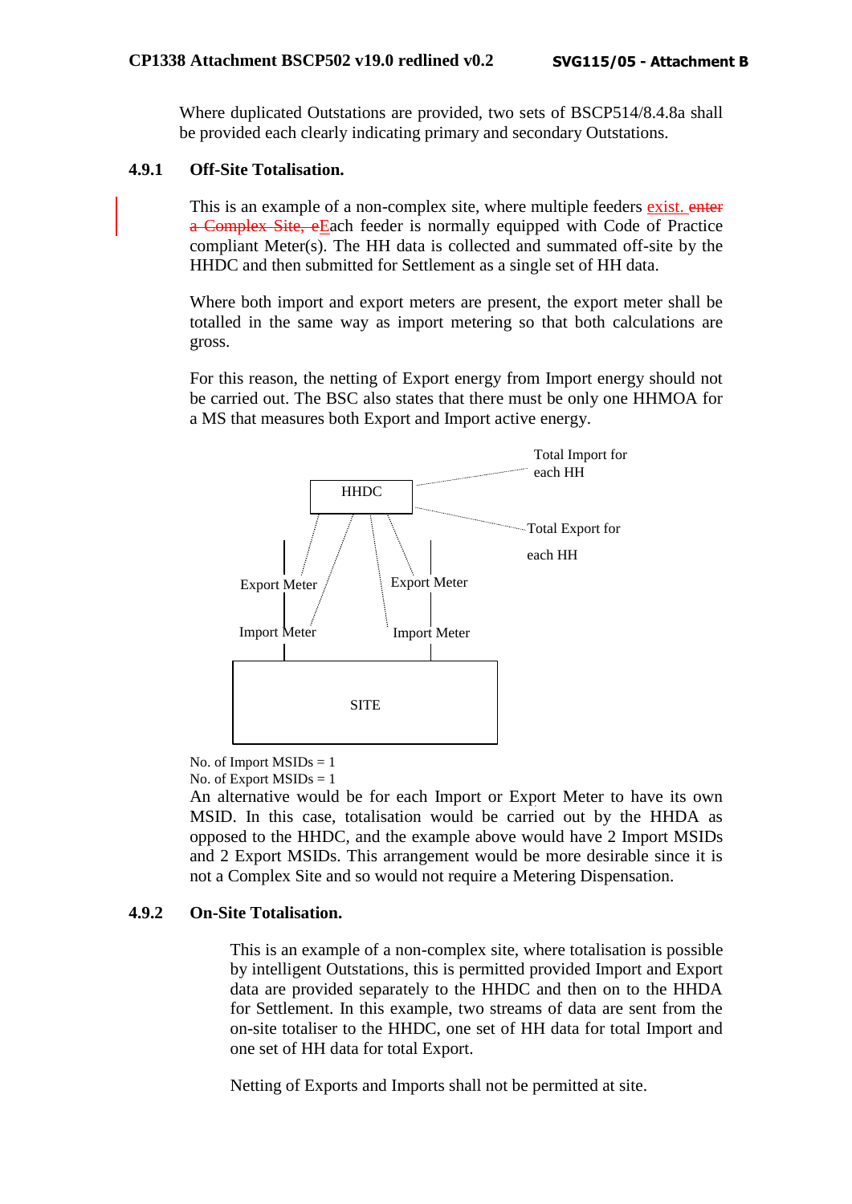Where duplicated Outstations are provided, two sets of BSCP514/8.4.8a shall be provided each clearly indicating primary and secondary Outstations.

### 4.9.1 Off-Site Totalisation.

This is an example of a non-complex site, where multiple feeders exist. ~~enter a Complex Site, e~~Each feeder is normally equipped with Code of Practice compliant Meter(s). The HH data is collected and summated off-site by the HHDC and then submitted for Settlement as a single set of HH data.

Where both import and export meters are present, the export meter shall be totalled in the same way as import metering so that both calculations are gross.

For this reason, the netting of Export energy from Import energy should not be carried out. The BSC also states that there must be only one HHMOA for a MS that measures both Export and Import active energy.

HHDC

Total Import for each HH

Total Export for each HH

Export Meter

Import Meter

Export Meter

Import Meter

SITE

No. of Import MSIDs = 1
No. of Export MSIDs = 1

An alternative would be for each Import or Export Meter to have its own MSID. In this case, totalisation would be carried out by the HHDA as opposed to the HHDC, and the example above would have 2 Import MSIDs and 2 Export MSIDs. This arrangement would be more desirable since it is not a Complex Site and so would not require a Metering Dispensation.

### 4.9.2 On-Site Totalisation.

This is an example of a non-complex site, where totalisation is possible by intelligent Outstations, this is permitted provided Import and Export data are provided separately to the HHDC and then on to the HHDA for Settlement. In this example, two streams of data are sent from the on-site totaliser to the HHDC, one set of HH data for total Import and one set of HH data for total Export.

Netting of Exports and Imports shall not be permitted at site.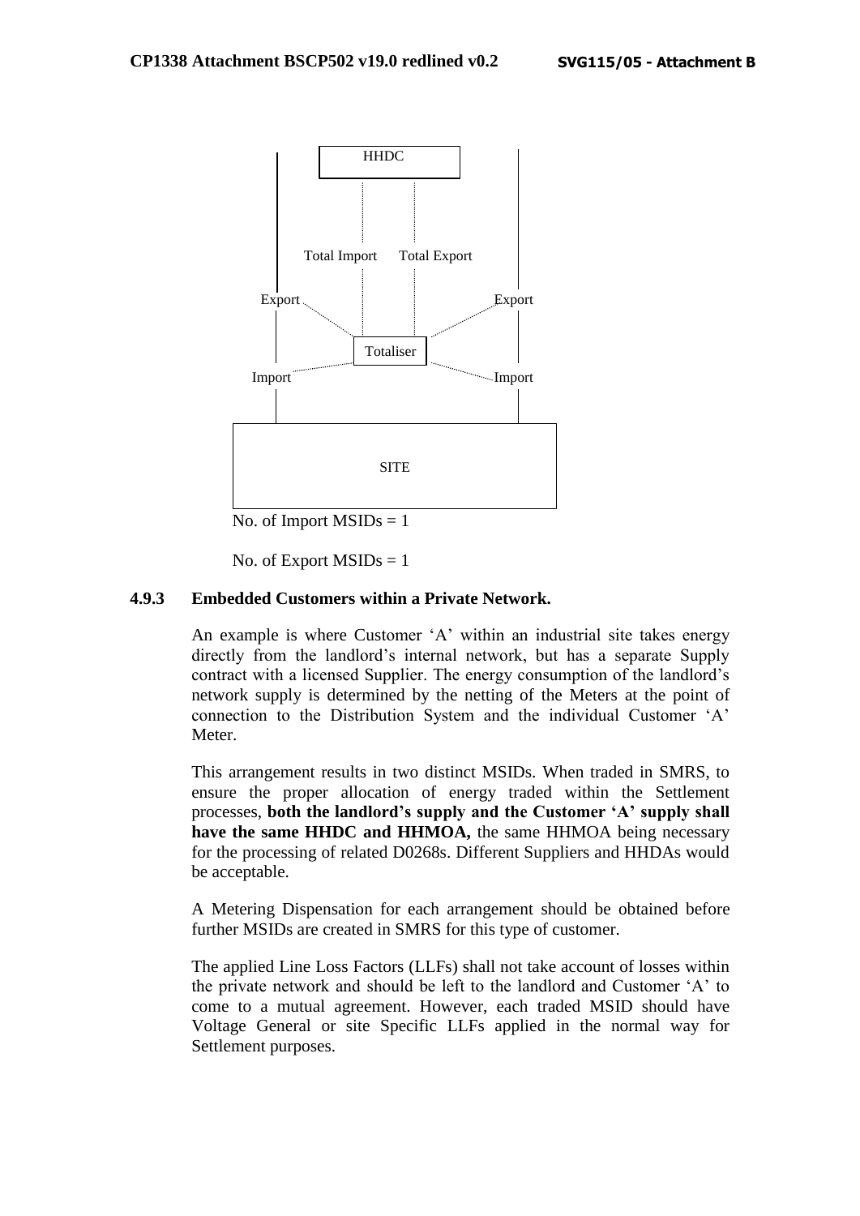HHDC

Total Import Total Export

Export Export

Totaliser

Import Import

SITE

No. of Import MSIDs = 1

No. of Export MSIDs = 1

### 4.9.3 Embedded Customers within a Private Network.

An example is where Customer 'A' within an industrial site takes energy directly from the landlord's internal network, but has a separate Supply contract with a licensed Supplier. The energy consumption of the landlord's network supply is determined by the netting of the Meters at the point of connection to the Distribution System and the individual Customer 'A' Meter.

This arrangement results in two distinct MSIDs. When traded in SMRS, to ensure the proper allocation of energy traded within the Settlement processes, **both the landlord's supply and the Customer 'A' supply shall have the same HHDC and HHMOA,** the same HHMOA being necessary for the processing of related D0268s. Different Suppliers and HHDAs would be acceptable.

A Metering Dispensation for each arrangement should be obtained before further MSIDs are created in SMRS for this type of customer.

The applied Line Loss Factors (LLFs) shall not take account of losses within the private network and should be left to the landlord and Customer 'A' to come to a mutual agreement. However, each traded MSID should have Voltage General or site Specific LLFs applied in the normal way for Settlement purposes.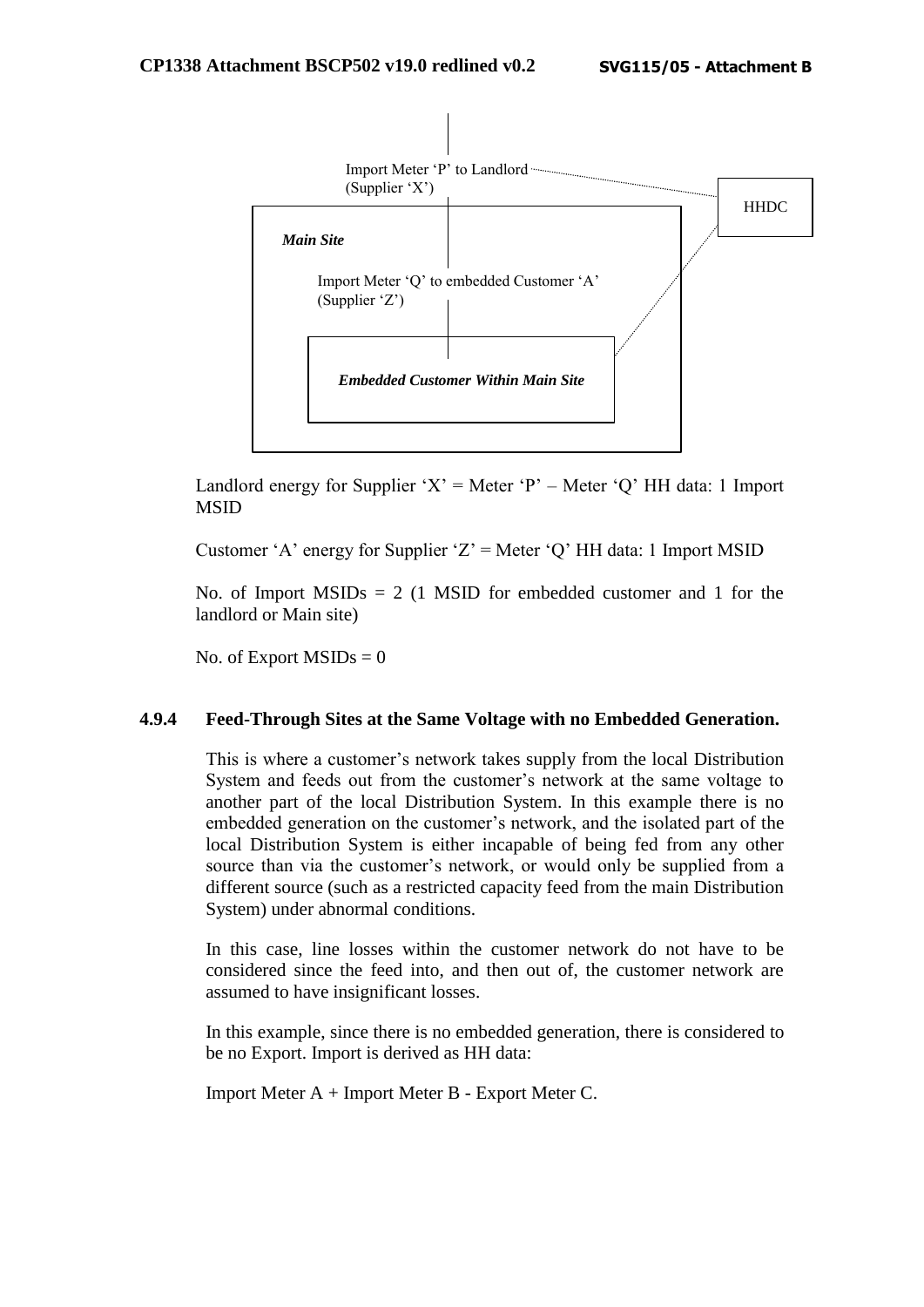Import Meter 'P' to Landlord (Supplier 'X')

HHDC

*Main Site*

Import Meter 'Q' to embedded Customer 'A' (Supplier 'Z')

*Embedded Customer Within Main Site*

Landlord energy for Supplier 'X' = Meter 'P' – Meter 'Q' HH data: 1 Import MSID

Customer 'A' energy for Supplier 'Z' = Meter 'Q' HH data: 1 Import MSID

No. of Import MSIDs = 2 (1 MSID for embedded customer and 1 for the landlord or Main site)

No. of Export MSIDs = 0

### 4.9.4 Feed-Through Sites at the Same Voltage with no Embedded Generation.

This is where a customer's network takes supply from the local Distribution System and feeds out from the customer's network at the same voltage to another part of the local Distribution System. In this example there is no embedded generation on the customer's network, and the isolated part of the local Distribution System is either incapable of being fed from any other source than via the customer's network, or would only be supplied from a different source (such as a restricted capacity feed from the main Distribution System) under abnormal conditions.

In this case, line losses within the customer network do not have to be considered since the feed into, and then out of, the customer network are assumed to have insignificant losses.

In this example, since there is no embedded generation, there is considered to be no Export. Import is derived as HH data:

Import Meter A + Import Meter B - Export Meter C.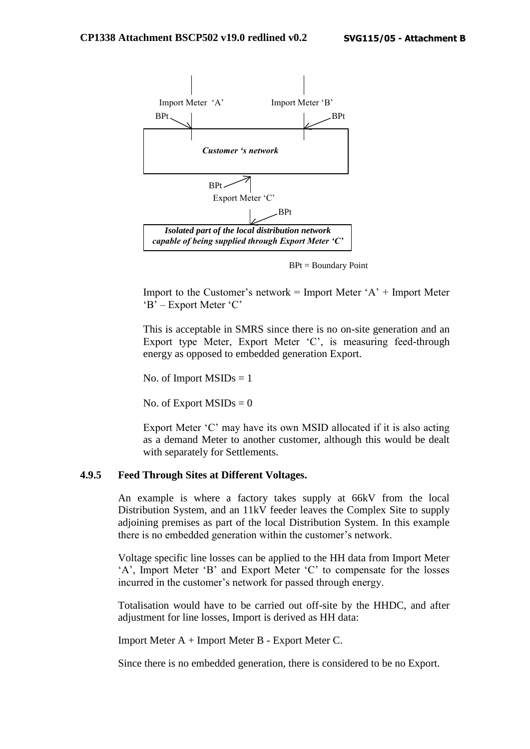Import Meter 'A' Import Meter 'B'

BPt BPt

*Customer 's network*

BPt

Export Meter 'C'

BPt

*Isolated part of the local distribution network capable of being supplied through Export Meter 'C'*

BPt = Boundary Point

Import to the Customer's network = Import Meter 'A' + Import Meter 'B' – Export Meter 'C'

This is acceptable in SMRS since there is no on-site generation and an Export type Meter, Export Meter 'C', is measuring feed-through energy as opposed to embedded generation Export.

No. of Import MSIDs = 1

No. of Export MSIDs = 0

Export Meter 'C' may have its own MSID allocated if it is also acting as a demand Meter to another customer, although this would be dealt with separately for Settlements.

### 4.9.5 Feed Through Sites at Different Voltages.

An example is where a factory takes supply at 66kV from the local Distribution System, and an 11kV feeder leaves the Complex Site to supply adjoining premises as part of the local Distribution System. In this example there is no embedded generation within the customer's network.

Voltage specific line losses can be applied to the HH data from Import Meter 'A', Import Meter 'B' and Export Meter 'C' to compensate for the losses incurred in the customer's network for passed through energy.

Totalisation would have to be carried out off-site by the HHDC, and after adjustment for line losses, Import is derived as HH data:

Import Meter A + Import Meter B - Export Meter C.

Since there is no embedded generation, there is considered to be no Export.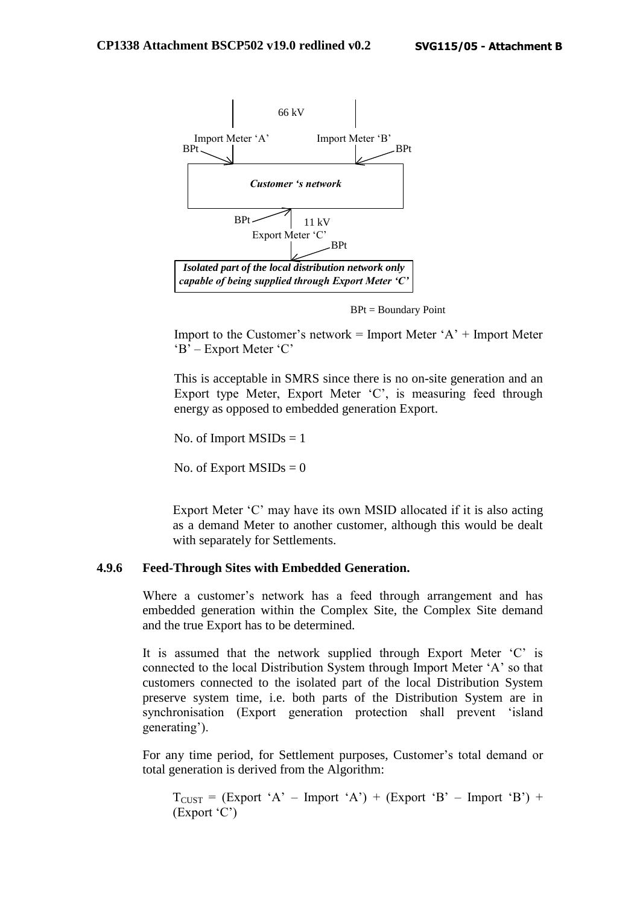66 kV

Import Meter 'A'

Import Meter 'B'

BPt

BPt

***Customer 's network***

BPt

11 kV

Export Meter 'C'

BPt

***Isolated part of the local distribution network only capable of being supplied through Export Meter 'C'***

BPt = Boundary Point

Import to the Customer's network = Import Meter 'A' + Import Meter 'B' – Export Meter 'C'

This is acceptable in SMRS since there is no on-site generation and an Export type Meter, Export Meter 'C', is measuring feed through energy as opposed to embedded generation Export.

No. of Import MSIDs = 1

No. of Export MSIDs = 0

Export Meter 'C' may have its own MSID allocated if it is also acting as a demand Meter to another customer, although this would be dealt with separately for Settlements.

### 4.9.6 Feed-Through Sites with Embedded Generation.

Where a customer's network has a feed through arrangement and has embedded generation within the Complex Site, the Complex Site demand and the true Export has to be determined.

It is assumed that the network supplied through Export Meter 'C' is connected to the local Distribution System through Import Meter 'A' so that customers connected to the isolated part of the local Distribution System preserve system time, i.e. both parts of the Distribution System are in synchronisation (Export generation protection shall prevent 'island generating').

For any time period, for Settlement purposes, Customer's total demand or total generation is derived from the Algorithm:

$T_{CUST}$ = (Export 'A' – Import 'A') + (Export 'B' – Import 'B') + (Export 'C')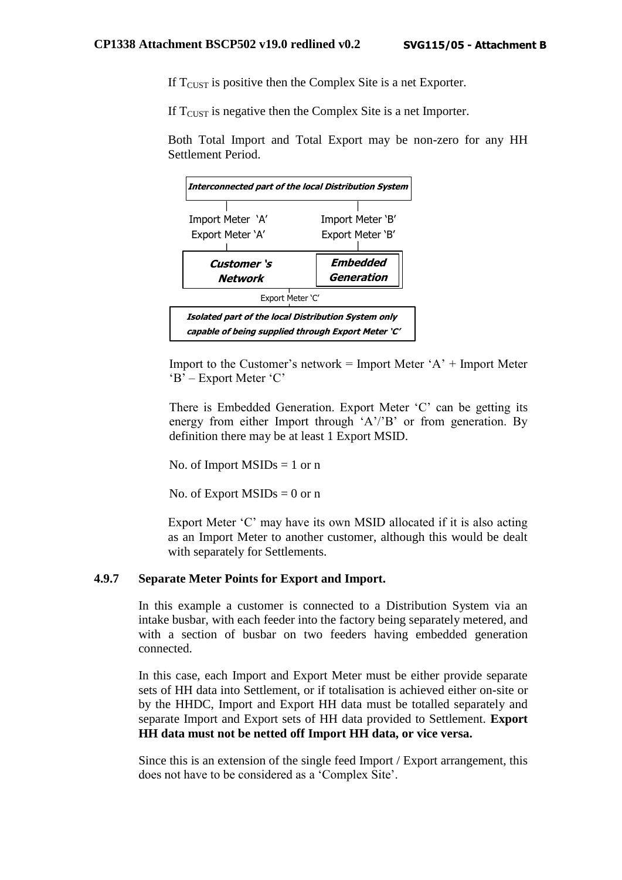If $T_{CUST}$ is positive then the Complex Site is a net Exporter.

If $T_{CUST}$ is negative then the Complex Site is a net Importer.

Both Total Import and Total Export may be non-zero for any HH Settlement Period.

***Interconnected part of the local Distribution System***

Import Meter 'A' Import Meter 'B'

Export Meter 'A' Export Meter 'B'

***Customer 's Network*** ***Embedded Generation***

Export Meter 'C'

***Isolated part of the local Distribution System only capable of being supplied through Export Meter 'C'***

Import to the Customer's network = Import Meter 'A' + Import Meter 'B' – Export Meter 'C'

There is Embedded Generation. Export Meter 'C' can be getting its energy from either Import through 'A'/'B' or from generation. By definition there may be at least 1 Export MSID.

No. of Import MSIDs = 1 or n

No. of Export MSIDs = 0 or n

Export Meter 'C' may have its own MSID allocated if it is also acting as an Import Meter to another customer, although this would be dealt with separately for Settlements.

#### 4.9.7 Separate Meter Points for Export and Import.

In this example a customer is connected to a Distribution System via an intake busbar, with each feeder into the factory being separately metered, and with a section of busbar on two feeders having embedded generation connected.

In this case, each Import and Export Meter must be either provide separate sets of HH data into Settlement, or if totalisation is achieved either on-site or by the HHDC, Import and Export HH data must be totalled separately and separate Import and Export sets of HH data provided to Settlement. **Export HH data must not be netted off Import HH data, or vice versa.**

Since this is an extension of the single feed Import / Export arrangement, this does not have to be considered as a 'Complex Site'.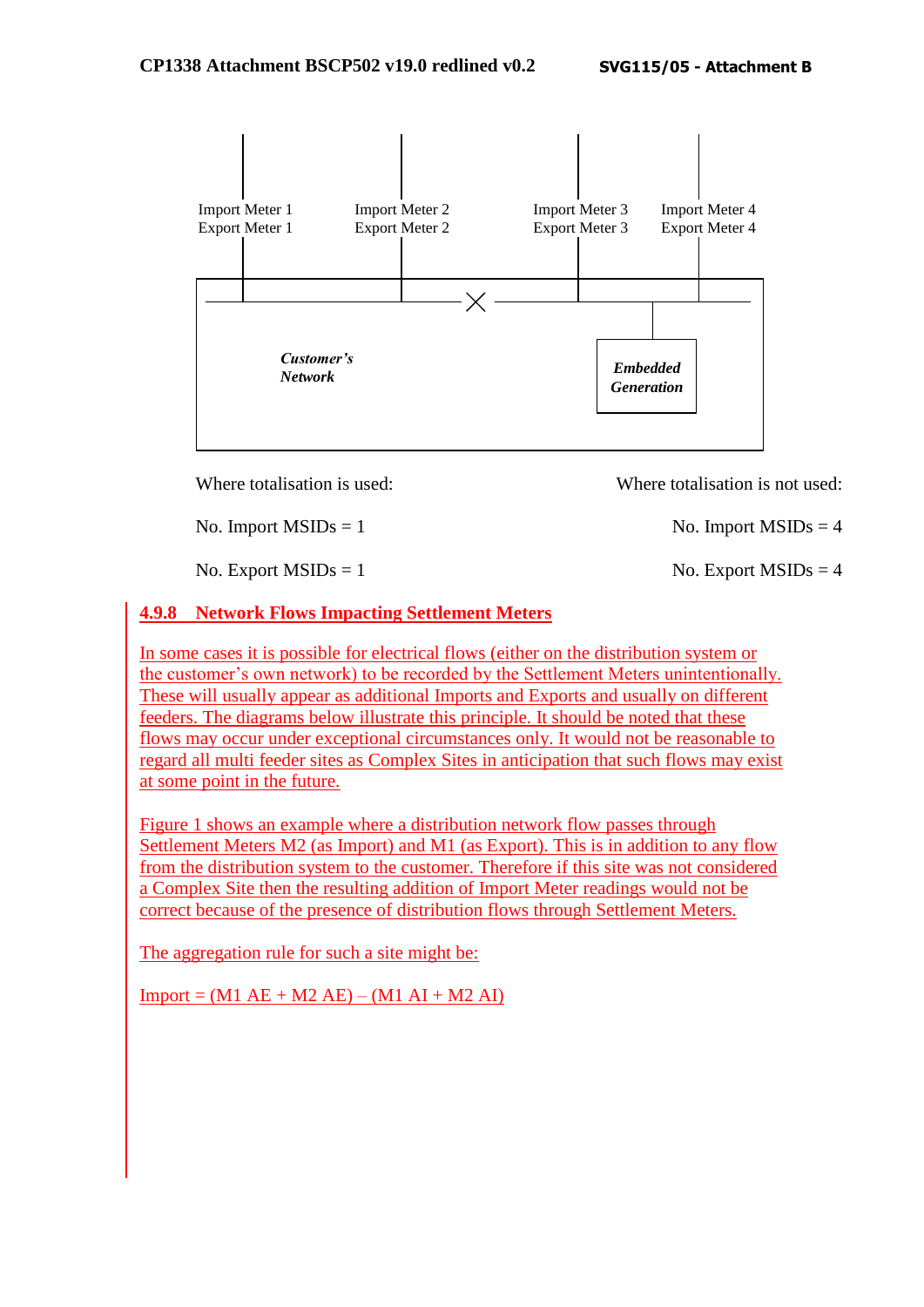Import Meter 1
Export Meter 1

Import Meter 2
Export Meter 2

Import Meter 3
Export Meter 3

Import Meter 4
Export Meter 4

*Customer's Network*

*Embedded Generation*

| Where totalisation is used: | Where totalisation is not used: |
|---|---|
| No. Import MSIDs = 1 | No. Import MSIDs = 4 |
| No. Export MSIDs = 1 | No. Export MSIDs = 4 |

### 4.9.8 Network Flows Impacting Settlement Meters

In some cases it is possible for electrical flows (either on the distribution system or the customer's own network) to be recorded by the Settlement Meters unintentionally. These will usually appear as additional Imports and Exports and usually on different feeders. The diagrams below illustrate this principle. It should be noted that these flows may occur under exceptional circumstances only. It would not be reasonable to regard all multi feeder sites as Complex Sites in anticipation that such flows may exist at some point in the future.

Figure 1 shows an example where a distribution network flow passes through Settlement Meters M2 (as Import) and M1 (as Export). This is in addition to any flow from the distribution system to the customer. Therefore if this site was not considered a Complex Site then the resulting addition of Import Meter readings would not be correct because of the presence of distribution flows through Settlement Meters.

The aggregation rule for such a site might be:

Import = (M1 AE + M2 AE) – (M1 AI + M2 AI)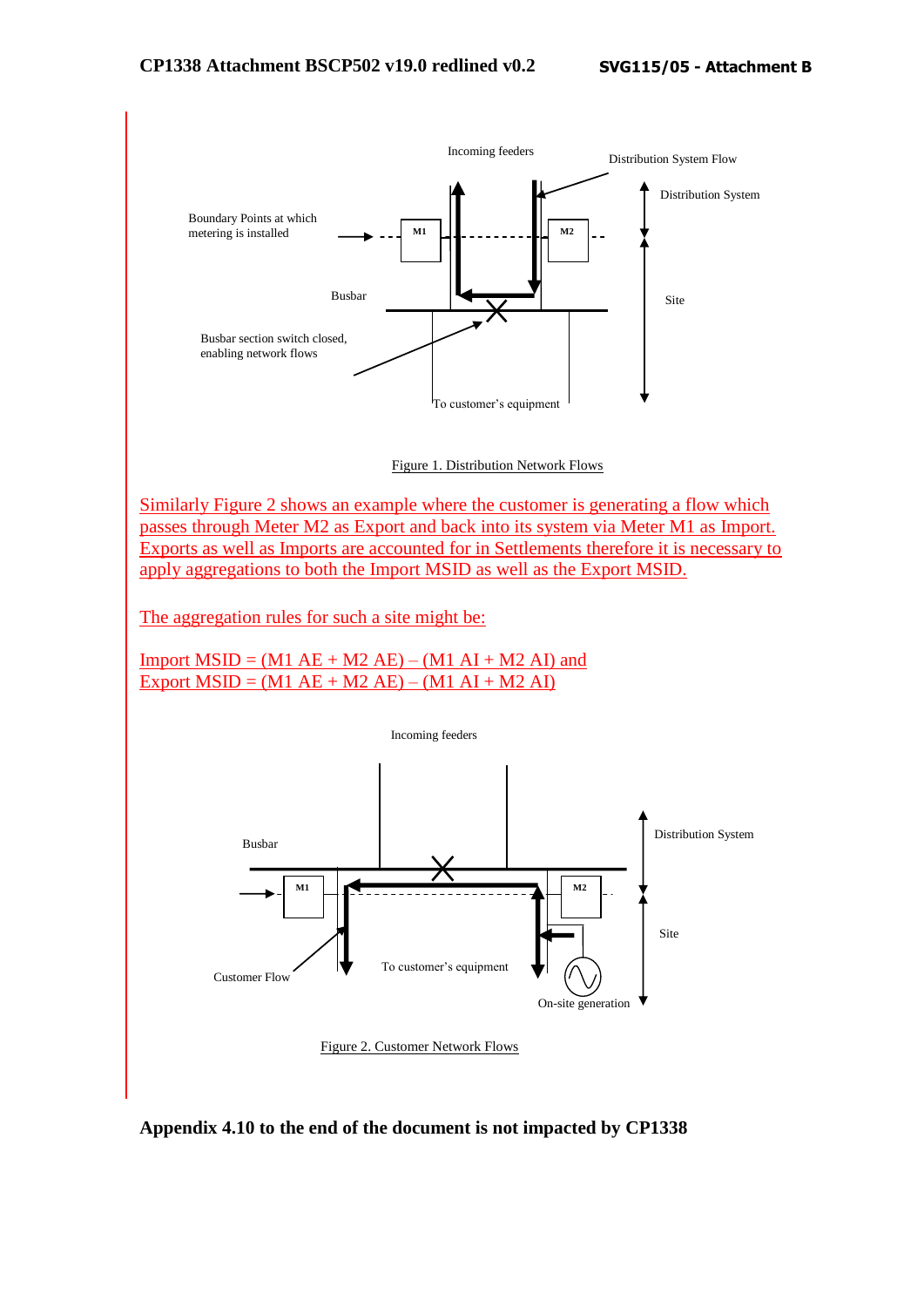Incoming feeders

Distribution System Flow

Distribution System

Boundary Points at which metering is installed

M1

M2

Busbar

Site

Busbar section switch closed, enabling network flows

To customer's equipment

Figure 1. Distribution Network Flows

Similarly Figure 2 shows an example where the customer is generating a flow which passes through Meter M2 as Export and back into its system via Meter M1 as Import. Exports as well as Imports are accounted for in Settlements therefore it is necessary to apply aggregations to both the Import MSID as well as the Export MSID.

The aggregation rules for such a site might be:

Import MSID = (M1 AE + M2 AE) – (M1 AI + M2 AI) and
Export MSID = (M1 AE + M2 AE) – (M1 AI + M2 AI)

Incoming feeders

Busbar

Distribution System

M1

M2

Site

Customer Flow

To customer's equipment

On-site generation

Figure 2. Customer Network Flows

**Appendix 4.10 to the end of the document is not impacted by CP1338**